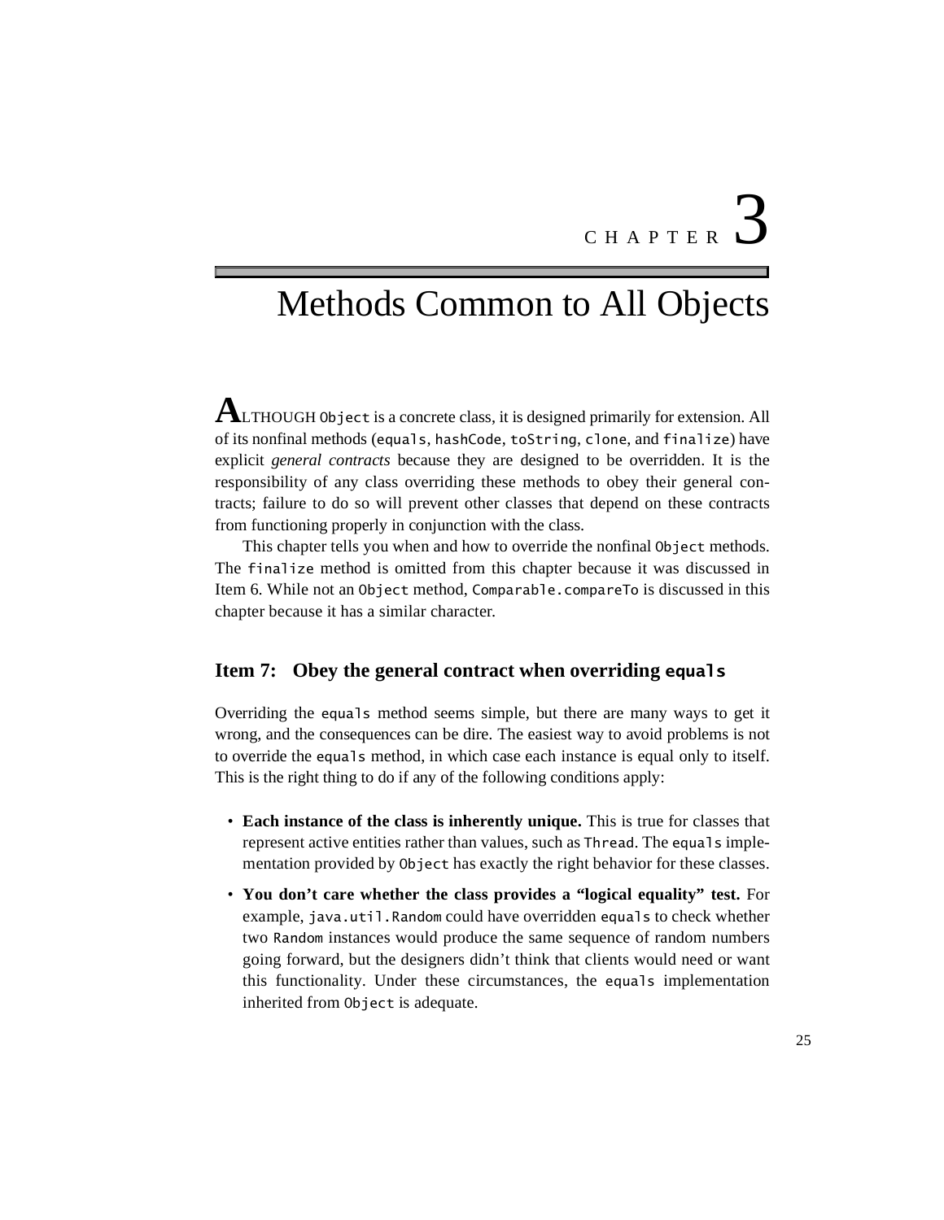# CHAPTER 3

# Methods Common to All Objects

**A**LTHOUGH `Object` is a concrete class, it is designed primarily for extension. All of its nonfinal methods (`equals`, `hashCode`, `toString`, `clone`, and `finalize`) have explicit *general contracts* because they are designed to be overridden. It is the responsibility of any class overriding these methods to obey their general contracts; failure to do so will prevent other classes that depend on these contracts from functioning properly in conjunction with the class.

This chapter tells you when and how to override the nonfinal `Object` methods. The `finalize` method is omitted from this chapter because it was discussed in Item 6. While not an `Object` method, `Comparable.compareTo` is discussed in this chapter because it has a similar character.

## Item 7: Obey the general contract when overriding `equals`

Overriding the `equals` method seems simple, but there are many ways to get it wrong, and the consequences can be dire. The easiest way to avoid problems is not to override the `equals` method, in which case each instance is equal only to itself. This is the right thing to do if any of the following conditions apply:

- **Each instance of the class is inherently unique.** This is true for classes that represent active entities rather than values, such as `Thread`. The `equals` implementation provided by `Object` has exactly the right behavior for these classes.
- **You don't care whether the class provides a "logical equality" test.** For example, `java.util.Random` could have overridden `equals` to check whether two `Random` instances would produce the same sequence of random numbers going forward, but the designers didn't think that clients would need or want this functionality. Under these circumstances, the `equals` implementation inherited from `Object` is adequate.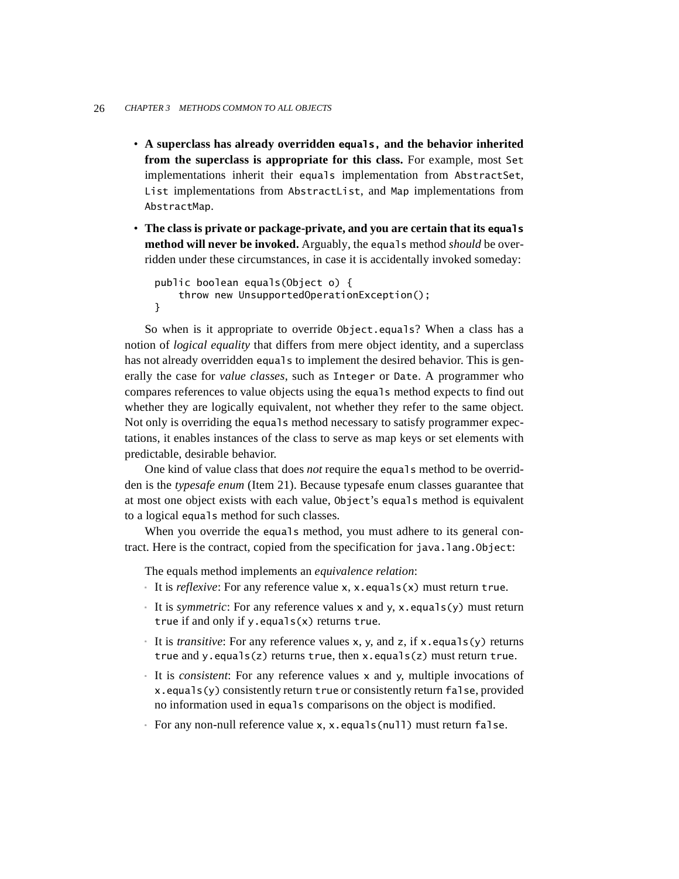- **A superclass has already overridden `equals`, and the behavior inherited from the superclass is appropriate for this class.** For example, most `Set` implementations inherit their `equals` implementation from `AbstractSet`, `List` implementations from `AbstractList`, and `Map` implementations from `AbstractMap`.
- **The class is private or package-private, and you are certain that its `equals` method will never be invoked.** Arguably, the `equals` method *should* be overridden under these circumstances, in case it is accidentally invoked someday:

```
public boolean equals(Object o) {
    throw new UnsupportedOperationException();
}
```

So when is it appropriate to override `Object.equals`? When a class has a notion of *logical equality* that differs from mere object identity, and a superclass has not already overridden `equals` to implement the desired behavior. This is generally the case for *value classes*, such as `Integer` or `Date`. A programmer who compares references to value objects using the `equals` method expects to find out whether they are logically equivalent, not whether they refer to the same object. Not only is overriding the `equals` method necessary to satisfy programmer expectations, it enables instances of the class to serve as map keys or set elements with predictable, desirable behavior.

One kind of value class that does *not* require the `equals` method to be overridden is the *typesafe enum* (Item 21). Because typesafe enum classes guarantee that at most one object exists with each value, `Object`'s `equals` method is equivalent to a logical `equals` method for such classes.

When you override the `equals` method, you must adhere to its general contract. Here is the contract, copied from the specification for `java.lang.Object`:

> The equals method implements an *equivalence relation*:
>
> - It is *reflexive*: For any reference value `x`, `x.equals(x)` must return `true`.
> - It is *symmetric*: For any reference values `x` and `y`, `x.equals(y)` must return `true` if and only if `y.equals(x)` returns `true`.
> - It is *transitive*: For any reference values `x`, `y`, and `z`, if `x.equals(y)` returns `true` and `y.equals(z)` returns `true`, then `x.equals(z)` must return `true`.
> - It is *consistent*: For any reference values `x` and `y`, multiple invocations of `x.equals(y)` consistently return `true` or consistently return `false`, provided no information used in `equals` comparisons on the object is modified.
> - For any non-null reference value `x`, `x.equals(null)` must return `false`.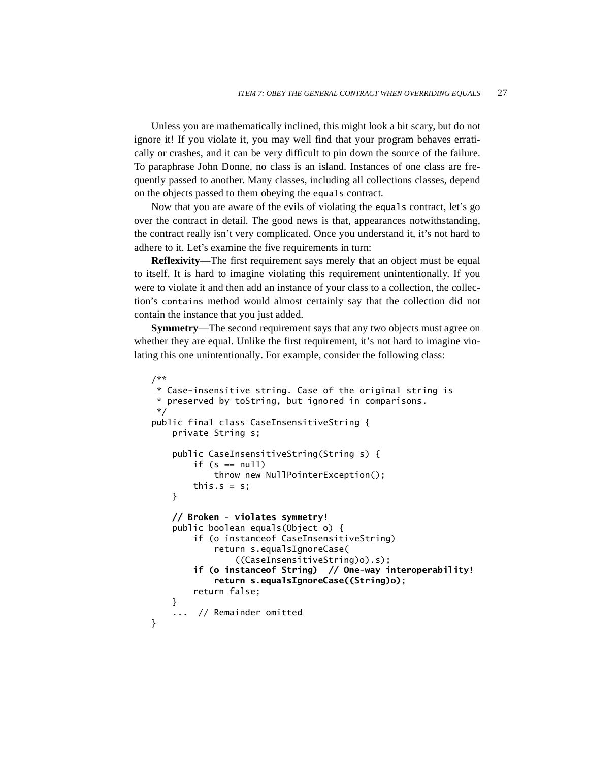Unless you are mathematically inclined, this might look a bit scary, but do not ignore it! If you violate it, you may well find that your program behaves erratically or crashes, and it can be very difficult to pin down the source of the failure. To paraphrase John Donne, no class is an island. Instances of one class are frequently passed to another. Many classes, including all collections classes, depend on the objects passed to them obeying the `equals` contract.

Now that you are aware of the evils of violating the `equals` contract, let's go over the contract in detail. The good news is that, appearances notwithstanding, the contract really isn't very complicated. Once you understand it, it's not hard to adhere to it. Let's examine the five requirements in turn:

**Reflexivity**—The first requirement says merely that an object must be equal to itself. It is hard to imagine violating this requirement unintentionally. If you were to violate it and then add an instance of your class to a collection, the collection's `contains` method would almost certainly say that the collection did not contain the instance that you just added.

**Symmetry**—The second requirement says that any two objects must agree on whether they are equal. Unlike the first requirement, it's not hard to imagine violating this one unintentionally. For example, consider the following class:

```
/**
 * Case-insensitive string. Case of the original string is
 * preserved by toString, but ignored in comparisons.
 */
public final class CaseInsensitiveString {
    private String s;

    public CaseInsensitiveString(String s) {
        if (s == null)
            throw new NullPointerException();
        this.s = s;
    }

    // Broken - violates symmetry!
    public boolean equals(Object o) {
        if (o instanceof CaseInsensitiveString)
            return s.equalsIgnoreCase(
                ((CaseInsensitiveString)o).s);
        if (o instanceof String)  // One-way interoperability!
            return s.equalsIgnoreCase((String)o);
        return false;
    }
    ...  // Remainder omitted
}
```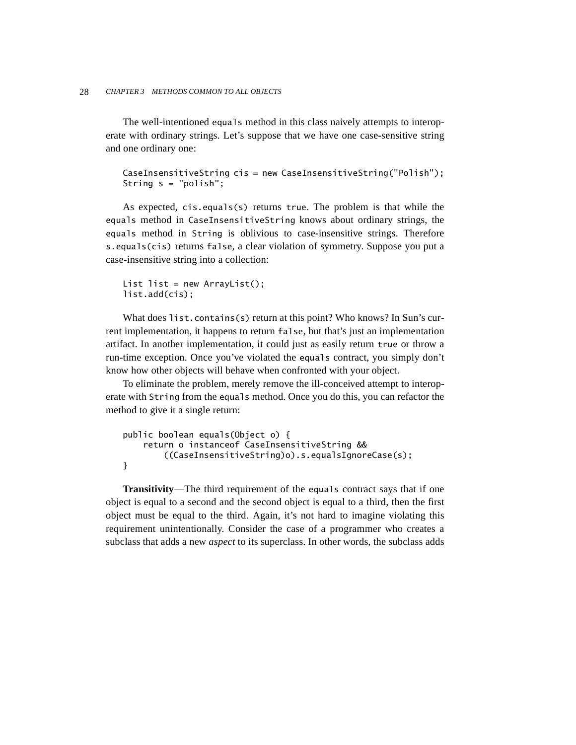The well-intentioned `equals` method in this class naively attempts to interoperate with ordinary strings. Let's suppose that we have one case-sensitive string and one ordinary one:

```
CaseInsensitiveString cis = new CaseInsensitiveString("Polish");
String s = "polish";
```

As expected, `cis.equals(s)` returns `true`. The problem is that while the `equals` method in `CaseInsensitiveString` knows about ordinary strings, the `equals` method in `String` is oblivious to case-insensitive strings. Therefore `s.equals(cis)` returns `false`, a clear violation of symmetry. Suppose you put a case-insensitive string into a collection:

```
List list = new ArrayList();
list.add(cis);
```

What does `list.contains(s)` return at this point? Who knows? In Sun's current implementation, it happens to return `false`, but that's just an implementation artifact. In another implementation, it could just as easily return `true` or throw a run-time exception. Once you've violated the `equals` contract, you simply don't know how other objects will behave when confronted with your object.

To eliminate the problem, merely remove the ill-conceived attempt to interoperate with `String` from the `equals` method. Once you do this, you can refactor the method to give it a single return:

```
public boolean equals(Object o) {
    return o instanceof CaseInsensitiveString &&
        ((CaseInsensitiveString)o).s.equalsIgnoreCase(s);
}
```

**Transitivity**—The third requirement of the `equals` contract says that if one object is equal to a second and the second object is equal to a third, then the first object must be equal to the third. Again, it's not hard to imagine violating this requirement unintentionally. Consider the case of a programmer who creates a subclass that adds a new *aspect* to its superclass. In other words, the subclass adds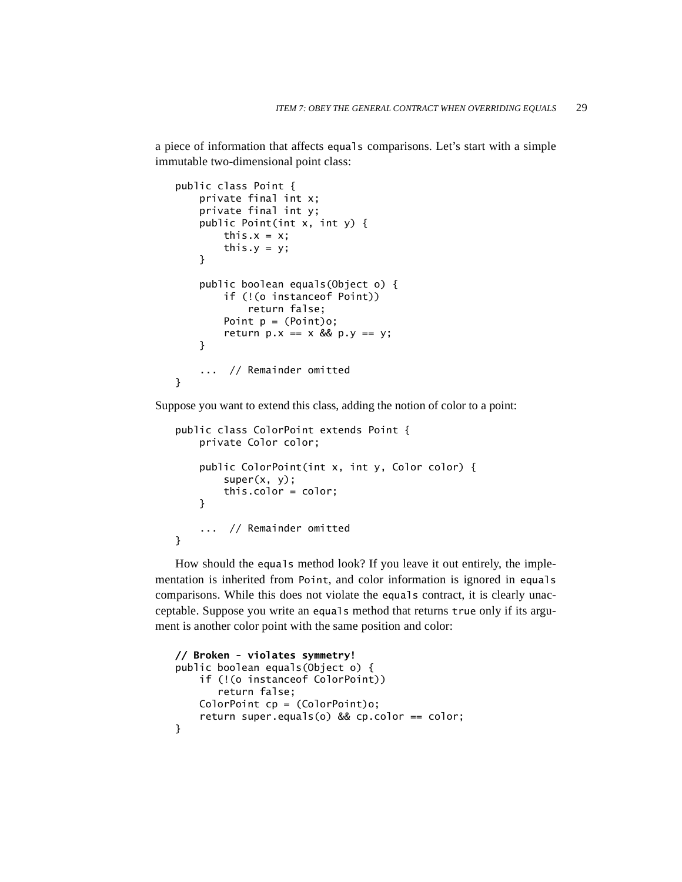a piece of information that affects `equals` comparisons. Let's start with a simple immutable two-dimensional point class:

```
public class Point {
    private final int x;
    private final int y;
    public Point(int x, int y) {
        this.x = x;
        this.y = y;
    }

    public boolean equals(Object o) {
        if (!(o instanceof Point))
            return false;
        Point p = (Point)o;
        return p.x == x && p.y == y;
    }

    ...  // Remainder omitted
}
```

Suppose you want to extend this class, adding the notion of color to a point:

```
public class ColorPoint extends Point {
    private Color color;

    public ColorPoint(int x, int y, Color color) {
        super(x, y);
        this.color = color;
    }

    ...  // Remainder omitted
}
```

How should the `equals` method look? If you leave it out entirely, the implementation is inherited from `Point`, and color information is ignored in `equals` comparisons. While this does not violate the `equals` contract, it is clearly unacceptable. Suppose you write an `equals` method that returns `true` only if its argument is another color point with the same position and color:

```
// Broken - violates symmetry!
public boolean equals(Object o) {
    if (!(o instanceof ColorPoint))
       return false;
    ColorPoint cp = (ColorPoint)o;
    return super.equals(o) && cp.color == color;
}
```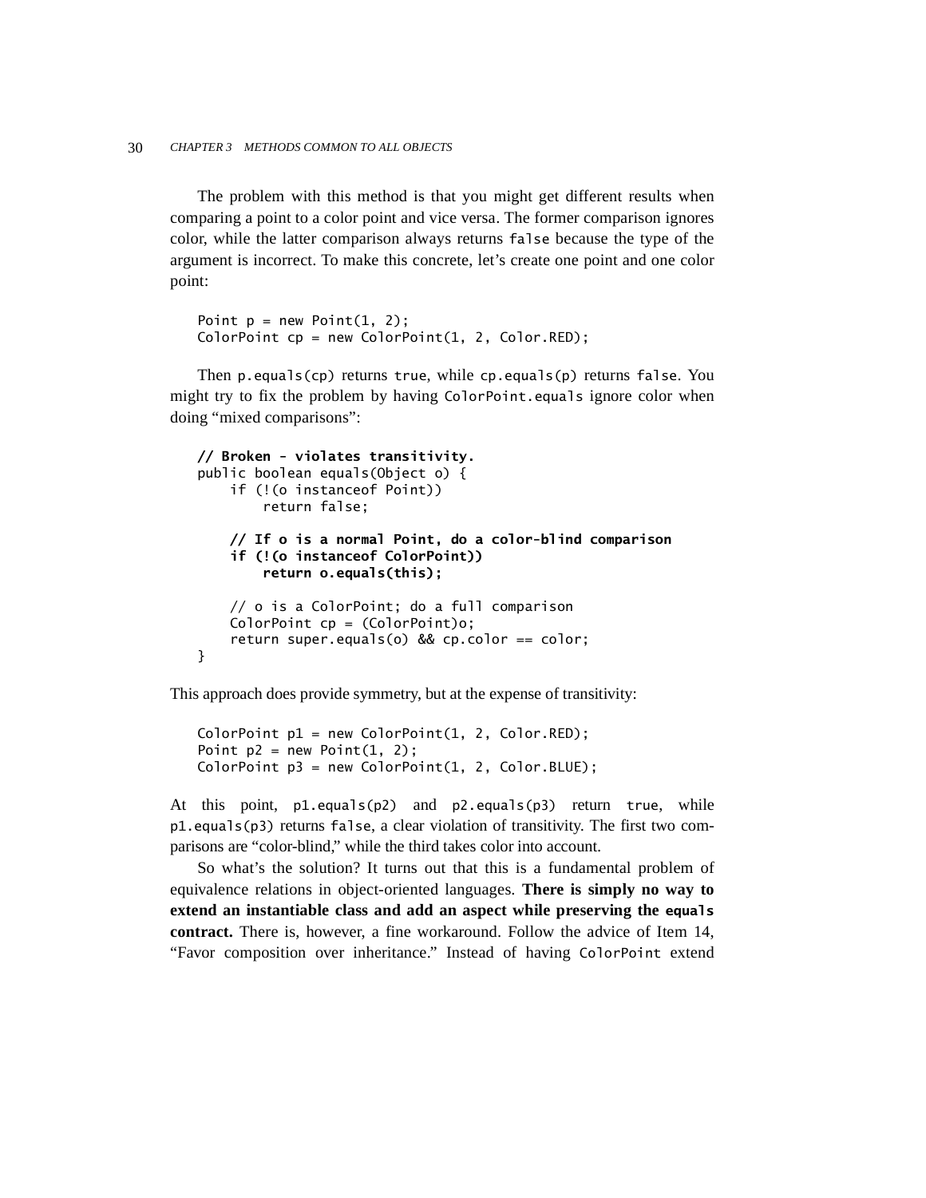The problem with this method is that you might get different results when comparing a point to a color point and vice versa. The former comparison ignores color, while the latter comparison always returns `false` because the type of the argument is incorrect. To make this concrete, let's create one point and one color point:

```
Point p = new Point(1, 2);
ColorPoint cp = new ColorPoint(1, 2, Color.RED);
```

Then `p.equals(cp)` returns `true`, while `cp.equals(p)` returns `false`. You might try to fix the problem by having `ColorPoint.equals` ignore color when doing "mixed comparisons":

```
// Broken - violates transitivity.
public boolean equals(Object o) {
    if (!(o instanceof Point))
        return false;

    // If o is a normal Point, do a color-blind comparison
    if (!(o instanceof ColorPoint))
        return o.equals(this);

    // o is a ColorPoint; do a full comparison
    ColorPoint cp = (ColorPoint)o;
    return super.equals(o) && cp.color == color;
}
```

This approach does provide symmetry, but at the expense of transitivity:

```
ColorPoint p1 = new ColorPoint(1, 2, Color.RED);
Point p2 = new Point(1, 2);
ColorPoint p3 = new ColorPoint(1, 2, Color.BLUE);
```

At this point, `p1.equals(p2)` and `p2.equals(p3)` return `true`, while `p1.equals(p3)` returns `false`, a clear violation of transitivity. The first two comparisons are "color-blind," while the third takes color into account.

So what's the solution? It turns out that this is a fundamental problem of equivalence relations in object-oriented languages. **There is simply no way to extend an instantiable class and add an aspect while preserving the `equals` contract.** There is, however, a fine workaround. Follow the advice of Item 14, "Favor composition over inheritance." Instead of having `ColorPoint` extend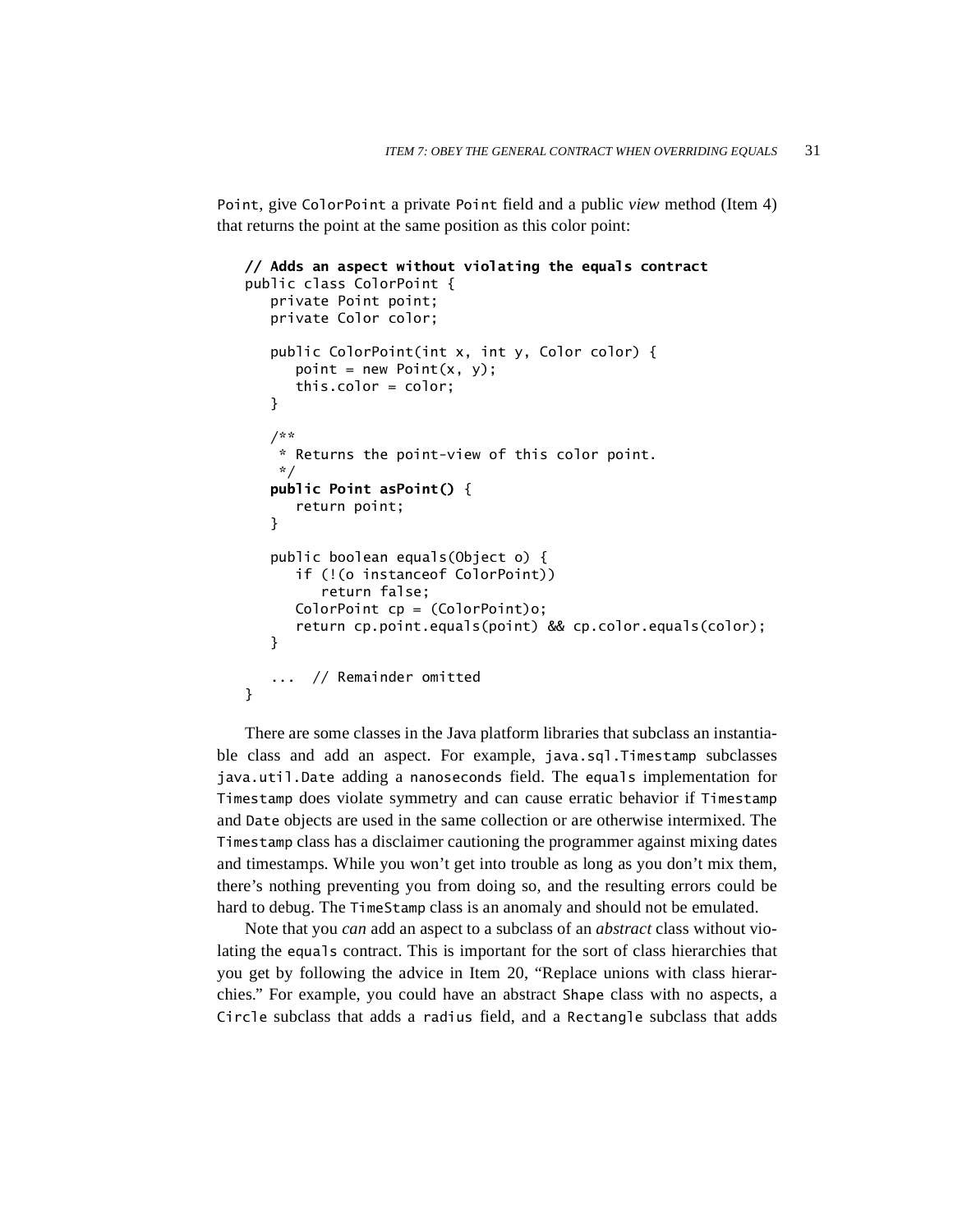Point, give ColorPoint a private Point field and a public *view* method (Item 4) that returns the point at the same position as this color point:

```
// Adds an aspect without violating the equals contract
public class ColorPoint {
   private Point point;
   private Color color;

   public ColorPoint(int x, int y, Color color) {
      point = new Point(x, y);
      this.color = color;
   }

   /**
    * Returns the point-view of this color point.
    */
   public Point asPoint() {
      return point;
   }

   public boolean equals(Object o) {
      if (!(o instanceof ColorPoint))
         return false;
      ColorPoint cp = (ColorPoint)o;
      return cp.point.equals(point) && cp.color.equals(color);
   }

   ...  // Remainder omitted
}
```

There are some classes in the Java platform libraries that subclass an instantiable class and add an aspect. For example, java.sql.Timestamp subclasses java.util.Date adding a nanoseconds field. The equals implementation for Timestamp does violate symmetry and can cause erratic behavior if Timestamp and Date objects are used in the same collection or are otherwise intermixed. The Timestamp class has a disclaimer cautioning the programmer against mixing dates and timestamps. While you won't get into trouble as long as you don't mix them, there's nothing preventing you from doing so, and the resulting errors could be hard to debug. The TimeStamp class is an anomaly and should not be emulated.

Note that you *can* add an aspect to a subclass of an *abstract* class without violating the equals contract. This is important for the sort of class hierarchies that you get by following the advice in Item 20, "Replace unions with class hierarchies." For example, you could have an abstract Shape class with no aspects, a Circle subclass that adds a radius field, and a Rectangle subclass that adds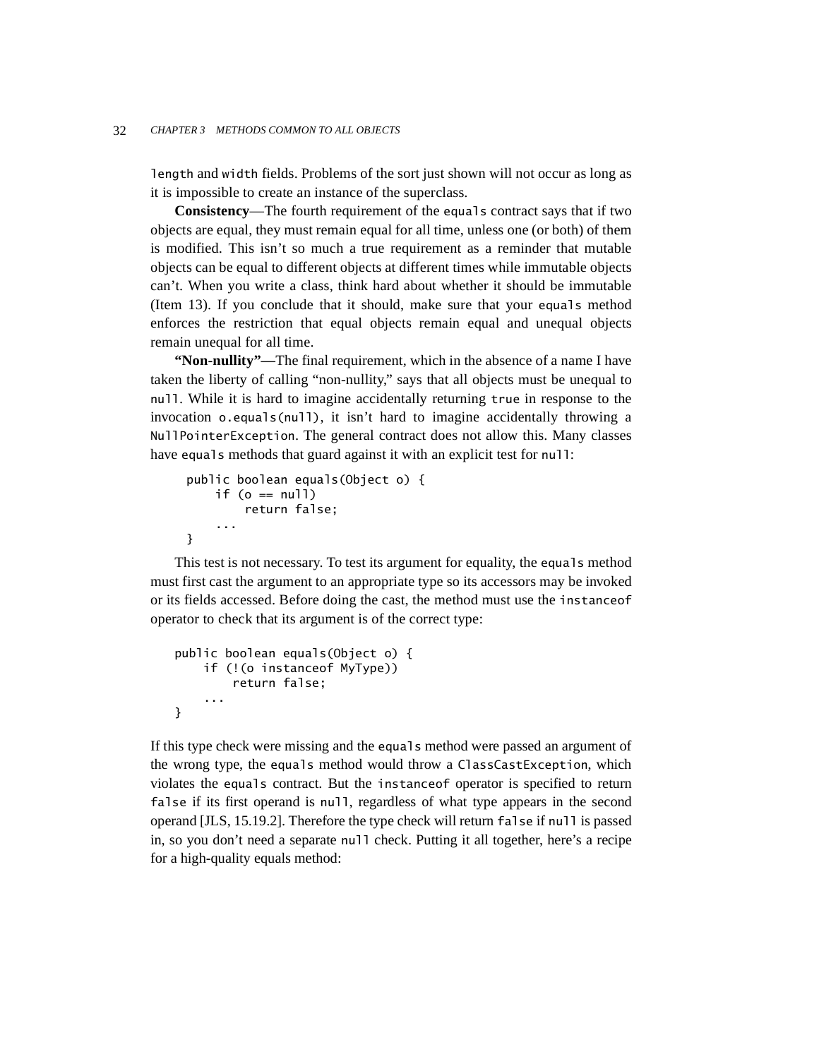`length` and `width` fields. Problems of the sort just shown will not occur as long as it is impossible to create an instance of the superclass.

**Consistency**—The fourth requirement of the `equals` contract says that if two objects are equal, they must remain equal for all time, unless one (or both) of them is modified. This isn't so much a true requirement as a reminder that mutable objects can be equal to different objects at different times while immutable objects can't. When you write a class, think hard about whether it should be immutable (Item 13). If you conclude that it should, make sure that your `equals` method enforces the restriction that equal objects remain equal and unequal objects remain unequal for all time.

**"Non-nullity"—**The final requirement, which in the absence of a name I have taken the liberty of calling "non-nullity," says that all objects must be unequal to `null`. While it is hard to imagine accidentally returning `true` in response to the invocation `o.equals(null)`, it isn't hard to imagine accidentally throwing a `NullPointerException`. The general contract does not allow this. Many classes have `equals` methods that guard against it with an explicit test for `null`:

```
public boolean equals(Object o) {
    if (o == null)
        return false;
    ...
}
```

This test is not necessary. To test its argument for equality, the `equals` method must first cast the argument to an appropriate type so its accessors may be invoked or its fields accessed. Before doing the cast, the method must use the `instanceof` operator to check that its argument is of the correct type:

```
public boolean equals(Object o) {
    if (!(o instanceof MyType))
        return false;
    ...
}
```

If this type check were missing and the `equals` method were passed an argument of the wrong type, the `equals` method would throw a `ClassCastException`, which violates the `equals` contract. But the `instanceof` operator is specified to return `false` if its first operand is `null`, regardless of what type appears in the second operand [JLS, 15.19.2]. Therefore the type check will return `false` if `null` is passed in, so you don't need a separate `null` check. Putting it all together, here's a recipe for a high-quality equals method: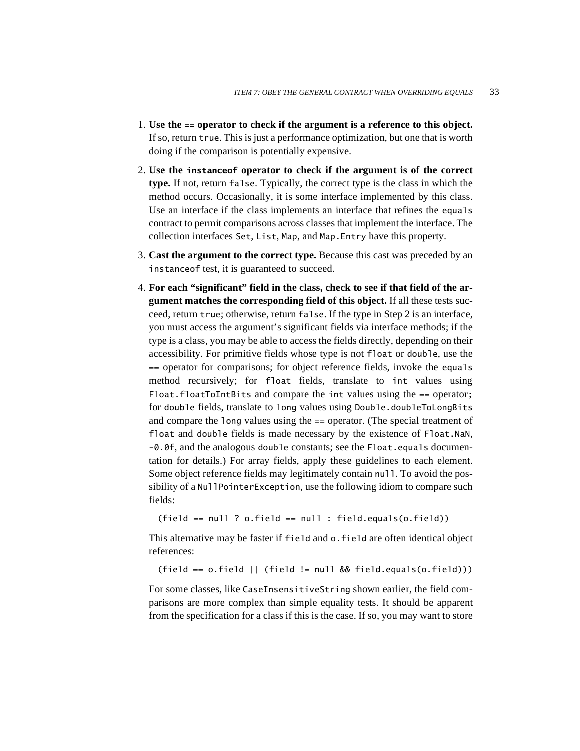1. **Use the == operator to check if the argument is a reference to this object.** If so, return `true`. This is just a performance optimization, but one that is worth doing if the comparison is potentially expensive.

2. **Use the `instanceof` operator to check if the argument is of the correct type.** If not, return `false`. Typically, the correct type is the class in which the method occurs. Occasionally, it is some interface implemented by this class. Use an interface if the class implements an interface that refines the `equals` contract to permit comparisons across classes that implement the interface. The collection interfaces `Set`, `List`, `Map`, and `Map.Entry` have this property.

3. **Cast the argument to the correct type.** Because this cast was preceded by an `instanceof` test, it is guaranteed to succeed.

4. **For each "significant" field in the class, check to see if that field of the argument matches the corresponding field of this object.** If all these tests succeed, return `true`; otherwise, return `false`. If the type in Step 2 is an interface, you must access the argument's significant fields via interface methods; if the type is a class, you may be able to access the fields directly, depending on their accessibility. For primitive fields whose type is not `float` or `double`, use the == operator for comparisons; for object reference fields, invoke the `equals` method recursively; for `float` fields, translate to `int` values using `Float.floatToIntBits` and compare the `int` values using the == operator; for `double` fields, translate to `long` values using `Double.doubleToLongBits` and compare the `long` values using the == operator. (The special treatment of `float` and `double` fields is made necessary by the existence of `Float.NaN`, `-0.0f`, and the analogous `double` constants; see the `Float.equals` documentation for details.) For array fields, apply these guidelines to each element. Some object reference fields may legitimately contain `null`. To avoid the possibility of a `NullPointerException`, use the following idiom to compare such fields:

   ```
   (field == null ? o.field == null : field.equals(o.field))
   ```

   This alternative may be faster if `field` and `o.field` are often identical object references:

   ```
   (field == o.field || (field != null && field.equals(o.field)))
   ```

   For some classes, like `CaseInsensitiveString` shown earlier, the field comparisons are more complex than simple equality tests. It should be apparent from the specification for a class if this is the case. If so, you may want to store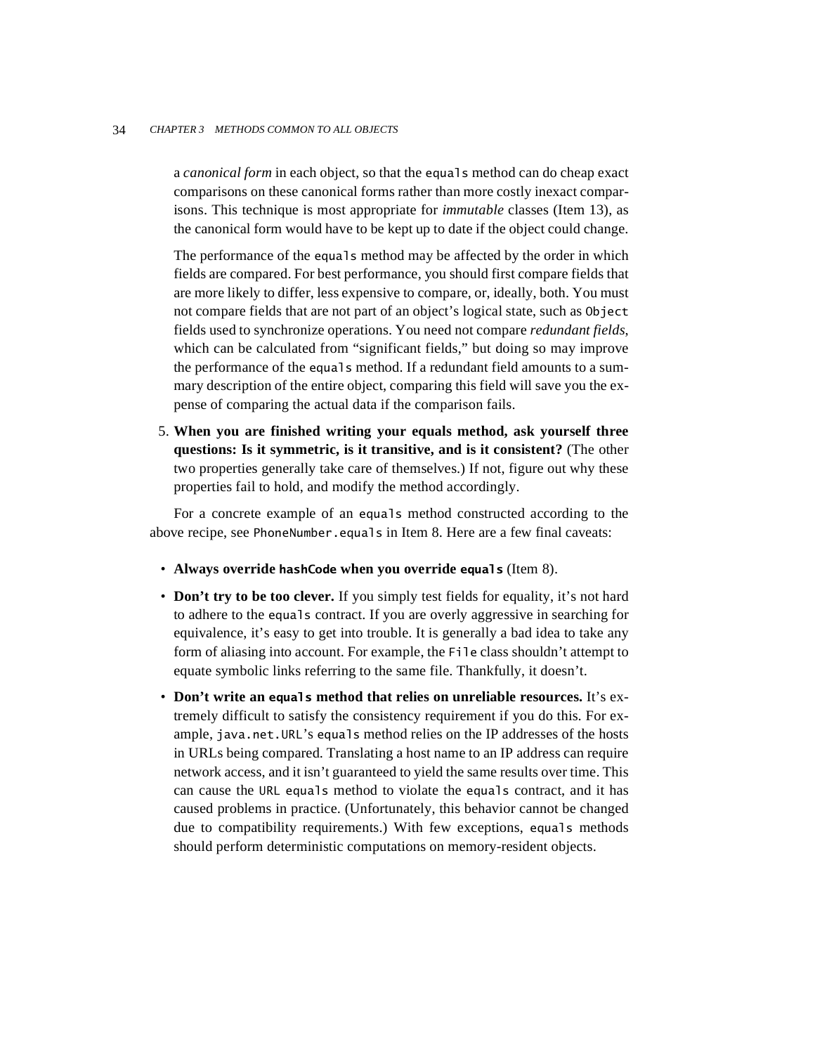a *canonical form* in each object, so that the `equals` method can do cheap exact comparisons on these canonical forms rather than more costly inexact comparisons. This technique is most appropriate for *immutable* classes (Item 13), as the canonical form would have to be kept up to date if the object could change.

The performance of the `equals` method may be affected by the order in which fields are compared. For best performance, you should first compare fields that are more likely to differ, less expensive to compare, or, ideally, both. You must not compare fields that are not part of an object's logical state, such as `Object` fields used to synchronize operations. You need not compare *redundant fields*, which can be calculated from "significant fields," but doing so may improve the performance of the `equals` method. If a redundant field amounts to a summary description of the entire object, comparing this field will save you the expense of comparing the actual data if the comparison fails.

5. **When you are finished writing your equals method, ask yourself three questions: Is it symmetric, is it transitive, and is it consistent?** (The other two properties generally take care of themselves.) If not, figure out why these properties fail to hold, and modify the method accordingly.

For a concrete example of an `equals` method constructed according to the above recipe, see `PhoneNumber.equals` in Item 8. Here are a few final caveats:

- **Always override `hashCode` when you override `equals`** (Item 8).
- **Don't try to be too clever.** If you simply test fields for equality, it's not hard to adhere to the `equals` contract. If you are overly aggressive in searching for equivalence, it's easy to get into trouble. It is generally a bad idea to take any form of aliasing into account. For example, the `File` class shouldn't attempt to equate symbolic links referring to the same file. Thankfully, it doesn't.
- **Don't write an `equals` method that relies on unreliable resources.** It's extremely difficult to satisfy the consistency requirement if you do this. For example, `java.net.URL`'s `equals` method relies on the IP addresses of the hosts in URLs being compared. Translating a host name to an IP address can require network access, and it isn't guaranteed to yield the same results over time. This can cause the `URL equals` method to violate the `equals` contract, and it has caused problems in practice. (Unfortunately, this behavior cannot be changed due to compatibility requirements.) With few exceptions, `equals` methods should perform deterministic computations on memory-resident objects.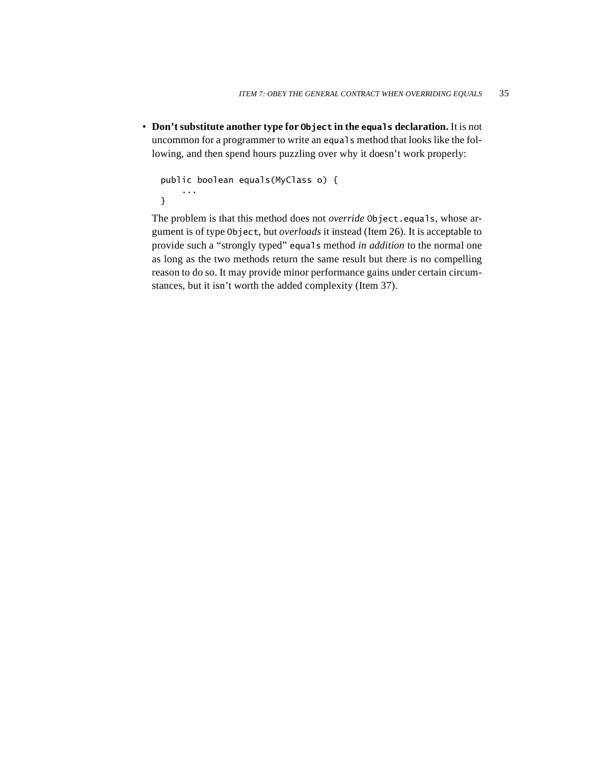- **Don't substitute another type for `Object` in the `equals` declaration.** It is not uncommon for a programmer to write an `equals` method that looks like the following, and then spend hours puzzling over why it doesn't work properly:

  ```
  public boolean equals(MyClass o) {
      ...
  }
  ```

  The problem is that this method does not *override* `Object.equals`, whose argument is of type `Object`, but *overloads* it instead (Item 26). It is acceptable to provide such a "strongly typed" `equals` method *in addition* to the normal one as long as the two methods return the same result but there is no compelling reason to do so. It may provide minor performance gains under certain circumstances, but it isn't worth the added complexity (Item 37).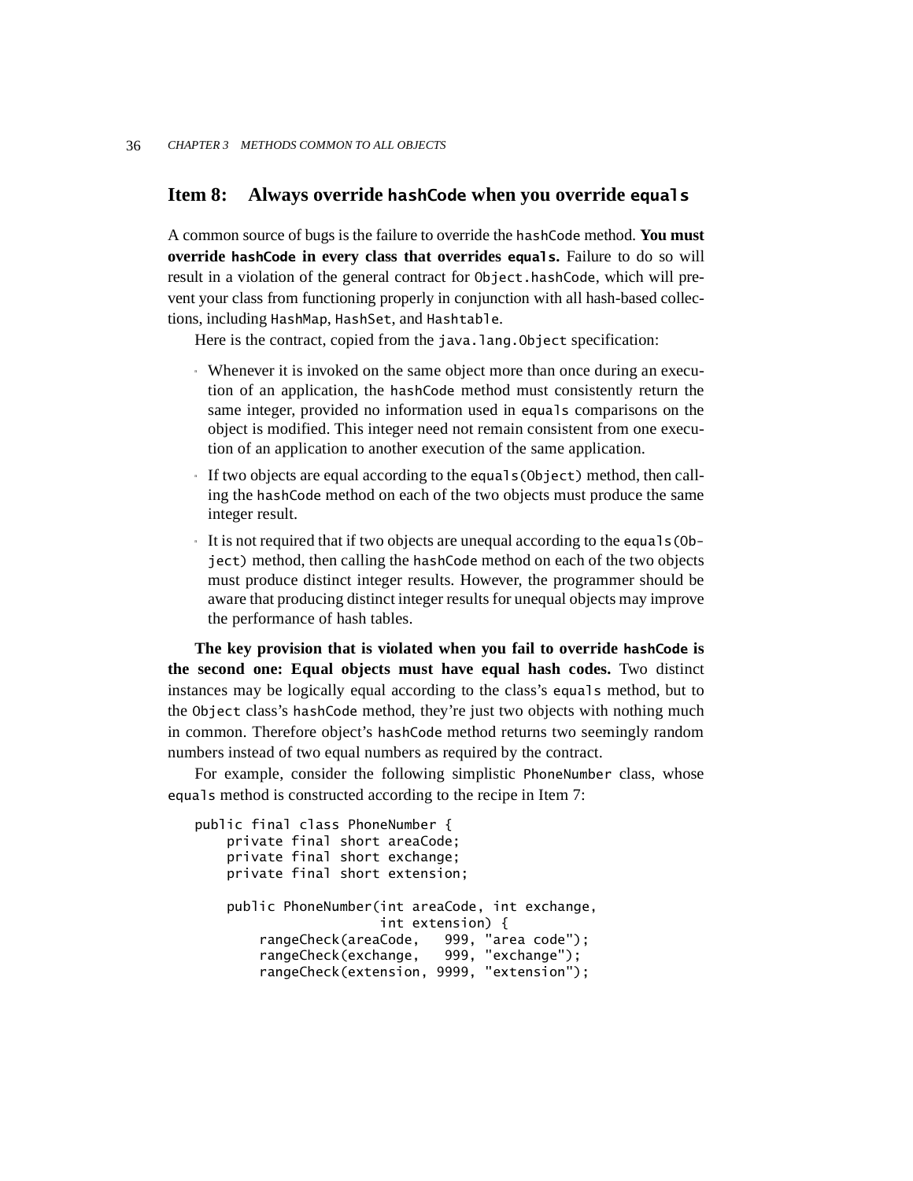## Item 8: Always override `hashCode` when you override `equals`

A common source of bugs is the failure to override the `hashCode` method. **You must override `hashCode` in every class that overrides `equals`.** Failure to do so will result in a violation of the general contract for `Object.hashCode`, which will prevent your class from functioning properly in conjunction with all hash-based collections, including `HashMap`, `HashSet`, and `Hashtable`.

Here is the contract, copied from the `java.lang.Object` specification:

- Whenever it is invoked on the same object more than once during an execution of an application, the `hashCode` method must consistently return the same integer, provided no information used in `equals` comparisons on the object is modified. This integer need not remain consistent from one execution of an application to another execution of the same application.
- If two objects are equal according to the `equals(Object)` method, then calling the `hashCode` method on each of the two objects must produce the same integer result.
- It is not required that if two objects are unequal according to the `equals(Object)` method, then calling the `hashCode` method on each of the two objects must produce distinct integer results. However, the programmer should be aware that producing distinct integer results for unequal objects may improve the performance of hash tables.

**The key provision that is violated when you fail to override `hashCode` is the second one: Equal objects must have equal hash codes.** Two distinct instances may be logically equal according to the class's `equals` method, but to the `Object` class's `hashCode` method, they're just two objects with nothing much in common. Therefore object's `hashCode` method returns two seemingly random numbers instead of two equal numbers as required by the contract.

For example, consider the following simplistic `PhoneNumber` class, whose `equals` method is constructed according to the recipe in Item 7:

```
public final class PhoneNumber {
    private final short areaCode;
    private final short exchange;
    private final short extension;

    public PhoneNumber(int areaCode, int exchange,
                       int extension) {
        rangeCheck(areaCode,   999, "area code");
        rangeCheck(exchange,   999, "exchange");
        rangeCheck(extension, 9999, "extension");
```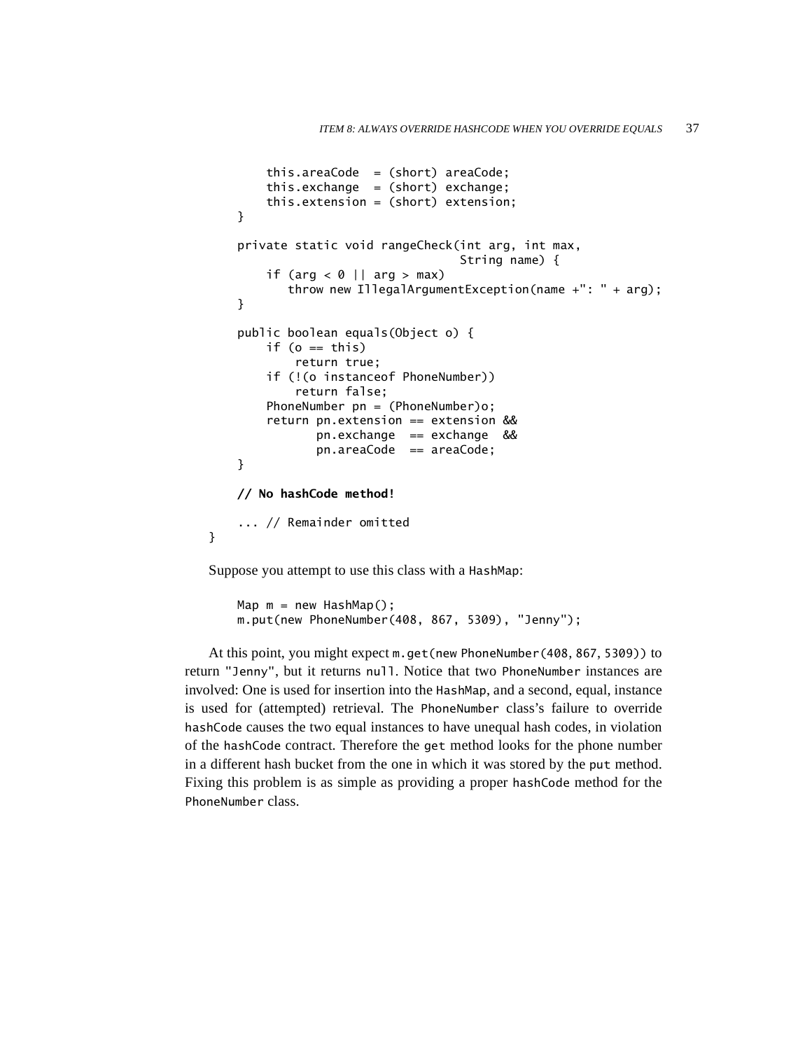```java
        this.areaCode  = (short) areaCode;
        this.exchange  = (short) exchange;
        this.extension = (short) extension;
    }

    private static void rangeCheck(int arg, int max,
                                   String name) {
        if (arg < 0 || arg > max)
           throw new IllegalArgumentException(name +": " + arg);
    }

    public boolean equals(Object o) {
        if (o == this)
            return true;
        if (!(o instanceof PhoneNumber))
            return false;
        PhoneNumber pn = (PhoneNumber)o;
        return pn.extension == extension &&
               pn.exchange  == exchange  &&
               pn.areaCode  == areaCode;
    }

    // No hashCode method!

    ... // Remainder omitted
}
```

Suppose you attempt to use this class with a HashMap:

```java
Map m = new HashMap();
m.put(new PhoneNumber(408, 867, 5309), "Jenny");
```

At this point, you might expect m.get(new PhoneNumber(408, 867, 5309)) to return "Jenny", but it returns null. Notice that two PhoneNumber instances are involved: One is used for insertion into the HashMap, and a second, equal, instance is used for (attempted) retrieval. The PhoneNumber class's failure to override hashCode causes the two equal instances to have unequal hash codes, in violation of the hashCode contract. Therefore the get method looks for the phone number in a different hash bucket from the one in which it was stored by the put method. Fixing this problem is as simple as providing a proper hashCode method for the PhoneNumber class.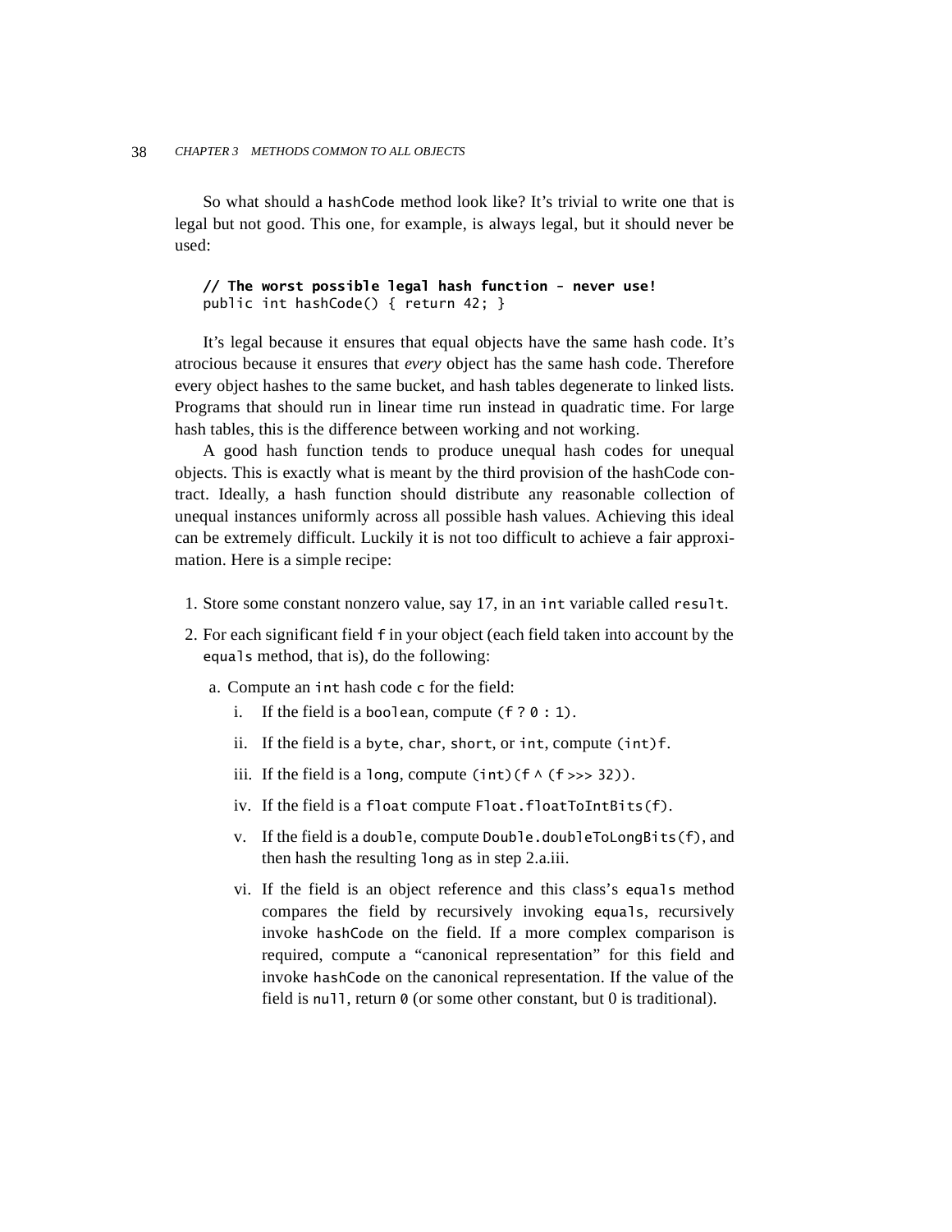So what should a `hashCode` method look like? It's trivial to write one that is legal but not good. This one, for example, is always legal, but it should never be used:

```
// The worst possible legal hash function - never use!
public int hashCode() { return 42; }
```

It's legal because it ensures that equal objects have the same hash code. It's atrocious because it ensures that *every* object has the same hash code. Therefore every object hashes to the same bucket, and hash tables degenerate to linked lists. Programs that should run in linear time run instead in quadratic time. For large hash tables, this is the difference between working and not working.

A good hash function tends to produce unequal hash codes for unequal objects. This is exactly what is meant by the third provision of the hashCode contract. Ideally, a hash function should distribute any reasonable collection of unequal instances uniformly across all possible hash values. Achieving this ideal can be extremely difficult. Luckily it is not too difficult to achieve a fair approximation. Here is a simple recipe:

1. Store some constant nonzero value, say 17, in an `int` variable called `result`.
2. For each significant field `f` in your object (each field taken into account by the `equals` method, that is), do the following:
   a. Compute an `int` hash code `c` for the field:
      i. If the field is a `boolean`, compute `(f ? 0 : 1)`.
      ii. If the field is a `byte`, `char`, `short`, or `int`, compute `(int)f`.
      iii. If the field is a `long`, compute `(int)(f ^ (f >>> 32))`.
      iv. If the field is a `float` compute `Float.floatToIntBits(f)`.
      v. If the field is a `double`, compute `Double.doubleToLongBits(f)`, and then hash the resulting `long` as in step 2.a.iii.
      vi. If the field is an object reference and this class's `equals` method compares the field by recursively invoking `equals`, recursively invoke `hashCode` on the field. If a more complex comparison is required, compute a "canonical representation" for this field and invoke `hashCode` on the canonical representation. If the value of the field is `null`, return `0` (or some other constant, but 0 is traditional).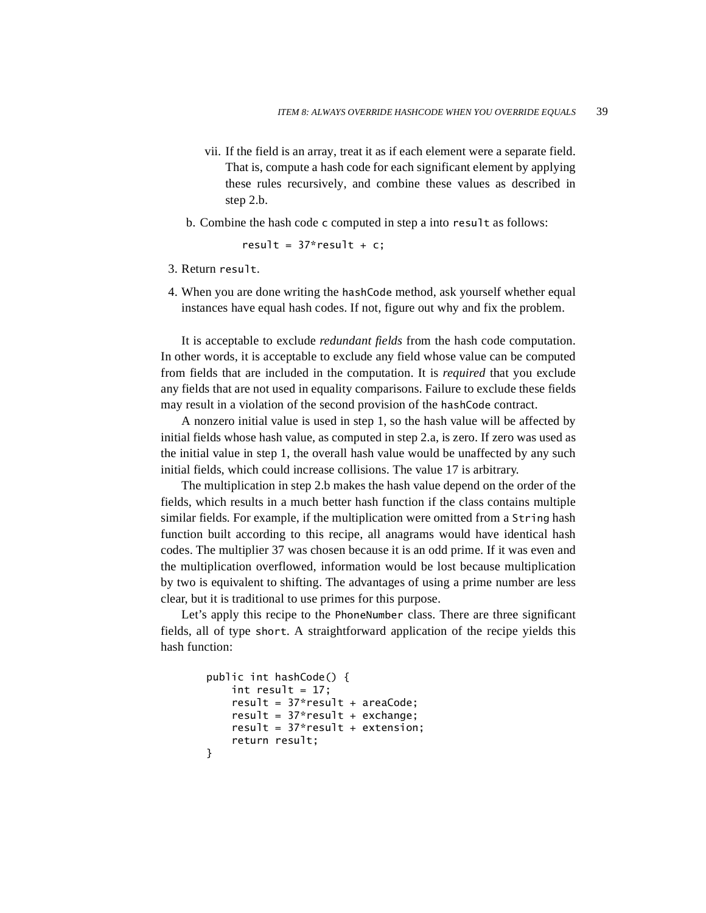vii. If the field is an array, treat it as if each element were a separate field. That is, compute a hash code for each significant element by applying these rules recursively, and combine these values as described in step 2.b.

 b. Combine the hash code `c` computed in step a into `result` as follows:

```
result = 37*result + c;
```

3. Return `result`.
4. When you are done writing the `hashCode` method, ask yourself whether equal instances have equal hash codes. If not, figure out why and fix the problem.

It is acceptable to exclude *redundant fields* from the hash code computation. In other words, it is acceptable to exclude any field whose value can be computed from fields that are included in the computation. It is *required* that you exclude any fields that are not used in equality comparisons. Failure to exclude these fields may result in a violation of the second provision of the `hashCode` contract.

A nonzero initial value is used in step 1, so the hash value will be affected by initial fields whose hash value, as computed in step 2.a, is zero. If zero was used as the initial value in step 1, the overall hash value would be unaffected by any such initial fields, which could increase collisions. The value 17 is arbitrary.

The multiplication in step 2.b makes the hash value depend on the order of the fields, which results in a much better hash function if the class contains multiple similar fields. For example, if the multiplication were omitted from a `String` hash function built according to this recipe, all anagrams would have identical hash codes. The multiplier 37 was chosen because it is an odd prime. If it was even and the multiplication overflowed, information would be lost because multiplication by two is equivalent to shifting. The advantages of using a prime number are less clear, but it is traditional to use primes for this purpose.

Let's apply this recipe to the `PhoneNumber` class. There are three significant fields, all of type `short`. A straightforward application of the recipe yields this hash function:

```
public int hashCode() {
    int result = 17;
    result = 37*result + areaCode;
    result = 37*result + exchange;
    result = 37*result + extension;
    return result;
}
```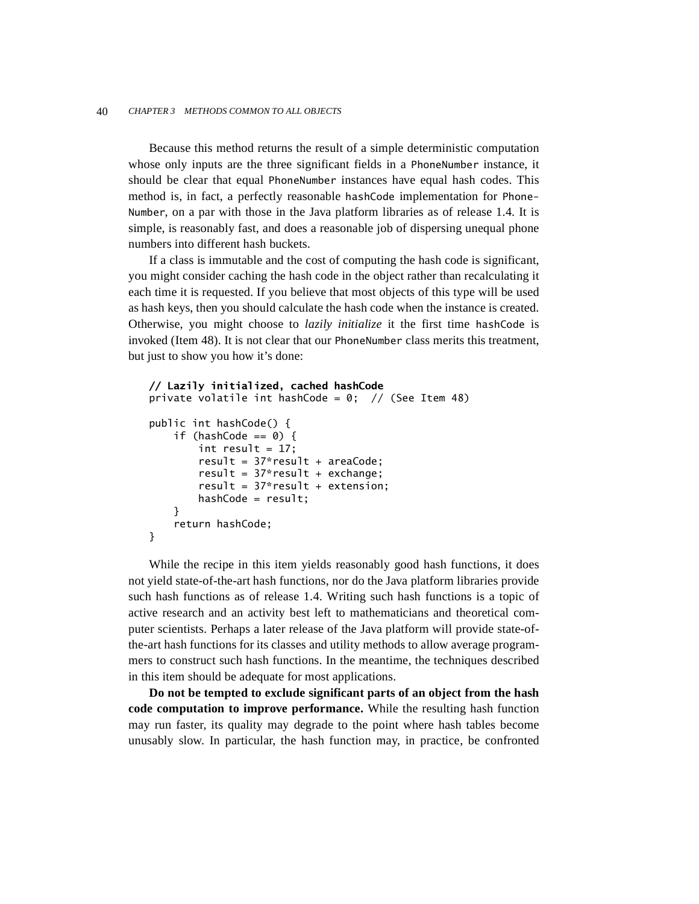Because this method returns the result of a simple deterministic computation whose only inputs are the three significant fields in a PhoneNumber instance, it should be clear that equal PhoneNumber instances have equal hash codes. This method is, in fact, a perfectly reasonable hashCode implementation for PhoneNumber, on a par with those in the Java platform libraries as of release 1.4. It is simple, is reasonably fast, and does a reasonable job of dispersing unequal phone numbers into different hash buckets.

If a class is immutable and the cost of computing the hash code is significant, you might consider caching the hash code in the object rather than recalculating it each time it is requested. If you believe that most objects of this type will be used as hash keys, then you should calculate the hash code when the instance is created. Otherwise, you might choose to *lazily initialize* it the first time hashCode is invoked (Item 48). It is not clear that our PhoneNumber class merits this treatment, but just to show you how it's done:

```
// Lazily initialized, cached hashCode
private volatile int hashCode = 0;  // (See Item 48)

public int hashCode() {
    if (hashCode == 0) {
        int result = 17;
        result = 37*result + areaCode;
        result = 37*result + exchange;
        result = 37*result + extension;
        hashCode = result;
    }
    return hashCode;
}
```

While the recipe in this item yields reasonably good hash functions, it does not yield state-of-the-art hash functions, nor do the Java platform libraries provide such hash functions as of release 1.4. Writing such hash functions is a topic of active research and an activity best left to mathematicians and theoretical computer scientists. Perhaps a later release of the Java platform will provide state-of-the-art hash functions for its classes and utility methods to allow average programmers to construct such hash functions. In the meantime, the techniques described in this item should be adequate for most applications.

**Do not be tempted to exclude significant parts of an object from the hash code computation to improve performance.** While the resulting hash function may run faster, its quality may degrade to the point where hash tables become unusably slow. In particular, the hash function may, in practice, be confronted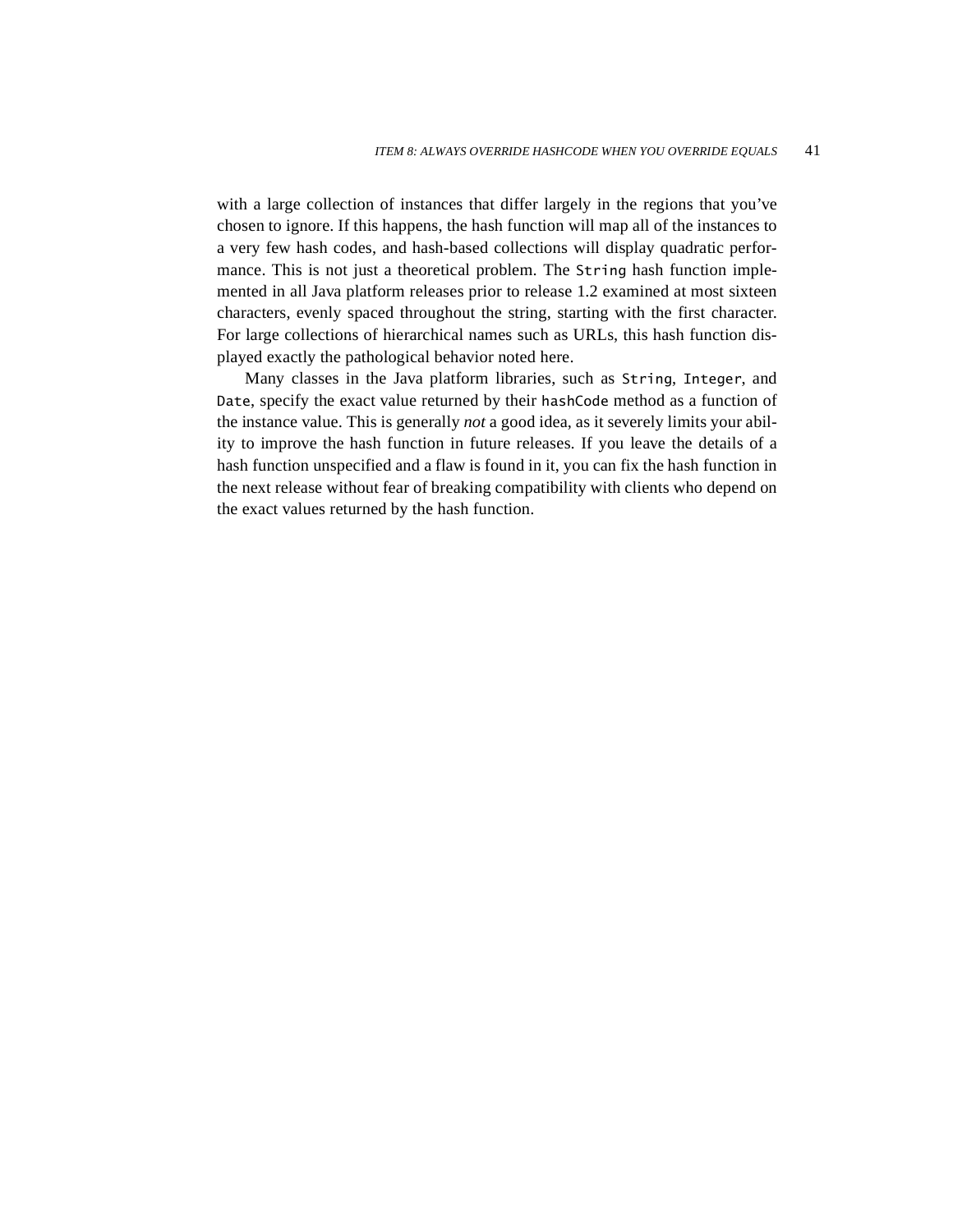with a large collection of instances that differ largely in the regions that you've chosen to ignore. If this happens, the hash function will map all of the instances to a very few hash codes, and hash-based collections will display quadratic performance. This is not just a theoretical problem. The `String` hash function implemented in all Java platform releases prior to release 1.2 examined at most sixteen characters, evenly spaced throughout the string, starting with the first character. For large collections of hierarchical names such as URLs, this hash function displayed exactly the pathological behavior noted here.

Many classes in the Java platform libraries, such as `String`, `Integer`, and `Date`, specify the exact value returned by their `hashCode` method as a function of the instance value. This is generally *not* a good idea, as it severely limits your ability to improve the hash function in future releases. If you leave the details of a hash function unspecified and a flaw is found in it, you can fix the hash function in the next release without fear of breaking compatibility with clients who depend on the exact values returned by the hash function.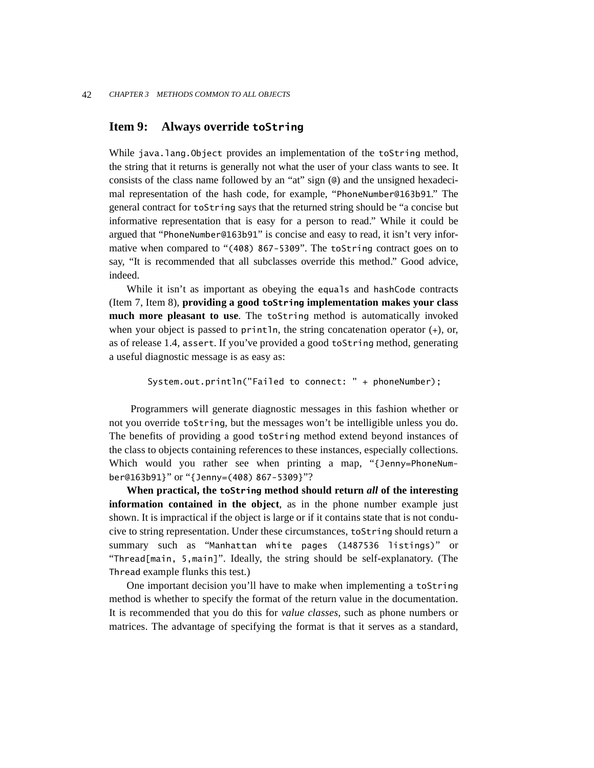## Item 9: Always override `toString`

While `java.lang.Object` provides an implementation of the `toString` method, the string that it returns is generally not what the user of your class wants to see. It consists of the class name followed by an "at" sign (`@`) and the unsigned hexadecimal representation of the hash code, for example, "`PhoneNumber@163b91`." The general contract for `toString` says that the returned string should be "a concise but informative representation that is easy for a person to read." While it could be argued that "`PhoneNumber@163b91`" is concise and easy to read, it isn't very informative when compared to "`(408) 867-5309`". The `toString` contract goes on to say, "It is recommended that all subclasses override this method." Good advice, indeed.

While it isn't as important as obeying the `equals` and `hashCode` contracts (Item 7, Item 8), **providing a good `toString` implementation makes your class much more pleasant to use**. The `toString` method is automatically invoked when your object is passed to `println`, the string concatenation operator (`+`), or, as of release 1.4, `assert`. If you've provided a good `toString` method, generating a useful diagnostic message is as easy as:

```
System.out.println("Failed to connect: " + phoneNumber);
```

Programmers will generate diagnostic messages in this fashion whether or not you override `toString`, but the messages won't be intelligible unless you do. The benefits of providing a good `toString` method extend beyond instances of the class to objects containing references to these instances, especially collections. Which would you rather see when printing a map, "`{Jenny=PhoneNumber@163b91}`" or "`{Jenny=(408) 867-5309}`"?

**When practical, the `toString` method should return *all* of the interesting information contained in the object**, as in the phone number example just shown. It is impractical if the object is large or if it contains state that is not conducive to string representation. Under these circumstances, `toString` should return a summary such as "`Manhattan white pages (1487536 listings)`" or "`Thread[main, 5,main]`". Ideally, the string should be self-explanatory. (The `Thread` example flunks this test.)

One important decision you'll have to make when implementing a `toString` method is whether to specify the format of the return value in the documentation. It is recommended that you do this for *value classes*, such as phone numbers or matrices. The advantage of specifying the format is that it serves as a standard,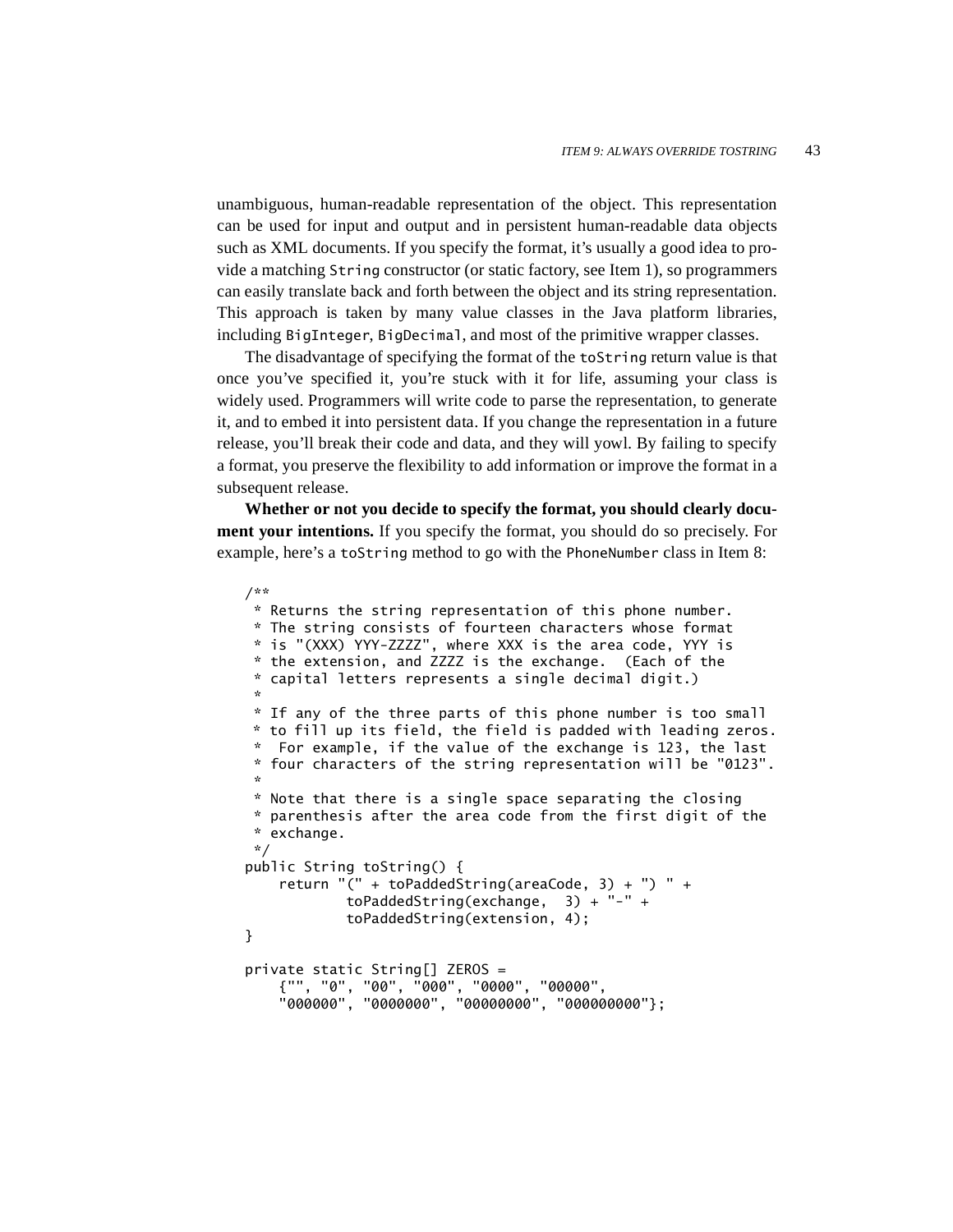unambiguous, human-readable representation of the object. This representation can be used for input and output and in persistent human-readable data objects such as XML documents. If you specify the format, it's usually a good idea to provide a matching `String` constructor (or static factory, see Item 1), so programmers can easily translate back and forth between the object and its string representation. This approach is taken by many value classes in the Java platform libraries, including `BigInteger`, `BigDecimal`, and most of the primitive wrapper classes.

The disadvantage of specifying the format of the `toString` return value is that once you've specified it, you're stuck with it for life, assuming your class is widely used. Programmers will write code to parse the representation, to generate it, and to embed it into persistent data. If you change the representation in a future release, you'll break their code and data, and they will yowl. By failing to specify a format, you preserve the flexibility to add information or improve the format in a subsequent release.

**Whether or not you decide to specify the format, you should clearly document your intentions.** If you specify the format, you should do so precisely. For example, here's a `toString` method to go with the `PhoneNumber` class in Item 8:

```
/**
 * Returns the string representation of this phone number.
 * The string consists of fourteen characters whose format
 * is "(XXX) YYY-ZZZZ", where XXX is the area code, YYY is
 * the extension, and ZZZZ is the exchange.  (Each of the
 * capital letters represents a single decimal digit.)
 *
 * If any of the three parts of this phone number is too small
 * to fill up its field, the field is padded with leading zeros.
 *  For example, if the value of the exchange is 123, the last
 * four characters of the string representation will be "0123".
 *
 * Note that there is a single space separating the closing
 * parenthesis after the area code from the first digit of the
 * exchange.
 */
public String toString() {
    return "(" + toPaddedString(areaCode, 3) + ") " +
            toPaddedString(exchange,  3) + "-" +
            toPaddedString(extension, 4);
}

private static String[] ZEROS =
    {"", "0", "00", "000", "0000", "00000",
    "000000", "0000000", "00000000", "000000000"};
```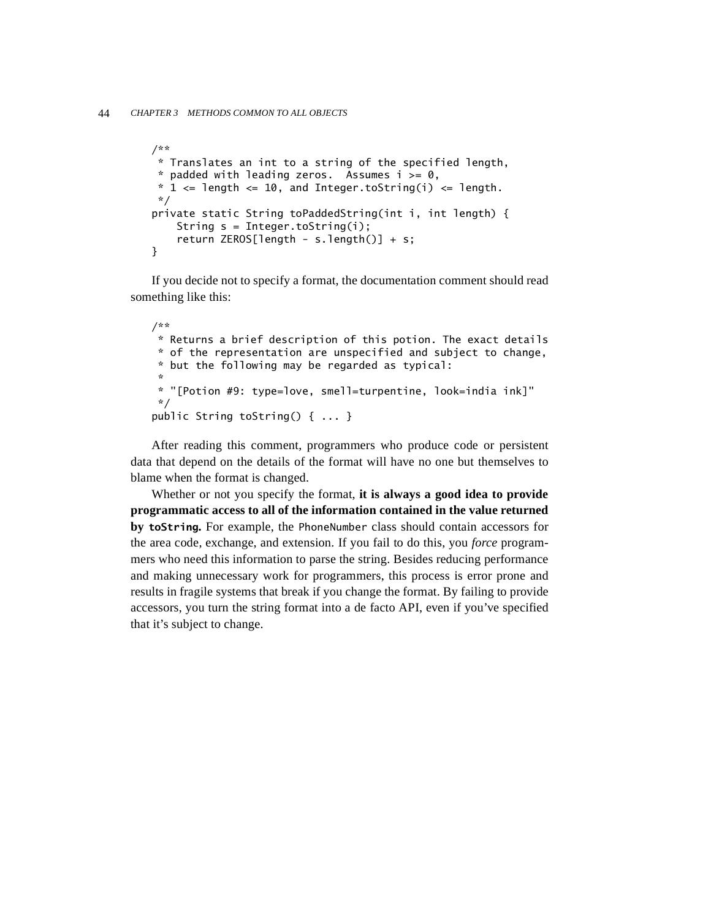```
/**
 * Translates an int to a string of the specified length,
 * padded with leading zeros.  Assumes i >= 0,
 * 1 <= length <= 10, and Integer.toString(i) <= length.
 */
private static String toPaddedString(int i, int length) {
    String s = Integer.toString(i);
    return ZEROS[length - s.length()] + s;
}
```

If you decide not to specify a format, the documentation comment should read something like this:

```
/**
 * Returns a brief description of this potion. The exact details
 * of the representation are unspecified and subject to change,
 * but the following may be regarded as typical:
 *
 * "[Potion #9: type=love, smell=turpentine, look=india ink]"
 */
public String toString() { ... }
```

After reading this comment, programmers who produce code or persistent data that depend on the details of the format will have no one but themselves to blame when the format is changed.

Whether or not you specify the format, **it is always a good idea to provide programmatic access to all of the information contained in the value returned by `toString`.** For example, the `PhoneNumber` class should contain accessors for the area code, exchange, and extension. If you fail to do this, you *force* programmers who need this information to parse the string. Besides reducing performance and making unnecessary work for programmers, this process is error prone and results in fragile systems that break if you change the format. By failing to provide accessors, you turn the string format into a de facto API, even if you've specified that it's subject to change.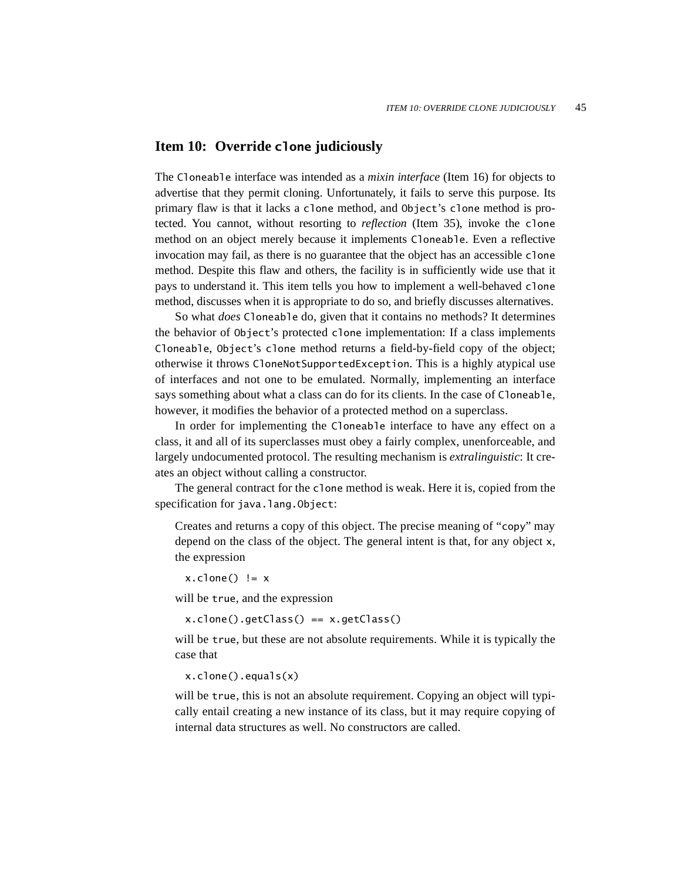## Item 10: Override `clone` judiciously

The `Cloneable` interface was intended as a *mixin interface* (Item 16) for objects to advertise that they permit cloning. Unfortunately, it fails to serve this purpose. Its primary flaw is that it lacks a `clone` method, and `Object`'s `clone` method is protected. You cannot, without resorting to *reflection* (Item 35), invoke the `clone` method on an object merely because it implements `Cloneable`. Even a reflective invocation may fail, as there is no guarantee that the object has an accessible `clone` method. Despite this flaw and others, the facility is in sufficiently wide use that it pays to understand it. This item tells you how to implement a well-behaved `clone` method, discusses when it is appropriate to do so, and briefly discusses alternatives.

So what *does* `Cloneable` do, given that it contains no methods? It determines the behavior of `Object`'s protected `clone` implementation: If a class implements `Cloneable`, `Object`'s `clone` method returns a field-by-field copy of the object; otherwise it throws `CloneNotSupportedException`. This is a highly atypical use of interfaces and not one to be emulated. Normally, implementing an interface says something about what a class can do for its clients. In the case of `Cloneable`, however, it modifies the behavior of a protected method on a superclass.

In order for implementing the `Cloneable` interface to have any effect on a class, it and all of its superclasses must obey a fairly complex, unenforceable, and largely undocumented protocol. The resulting mechanism is *extralinguistic*: It creates an object without calling a constructor.

The general contract for the `clone` method is weak. Here it is, copied from the specification for `java.lang.Object`:

> Creates and returns a copy of this object. The precise meaning of "`copy`" may depend on the class of the object. The general intent is that, for any object `x`, the expression
>
> ```
> x.clone() != x
> ```
>
> will be `true`, and the expression
>
> ```
> x.clone().getClass() == x.getClass()
> ```
>
> will be `true`, but these are not absolute requirements. While it is typically the case that
>
> ```
> x.clone().equals(x)
> ```
>
> will be `true`, this is not an absolute requirement. Copying an object will typically entail creating a new instance of its class, but it may require copying of internal data structures as well. No constructors are called.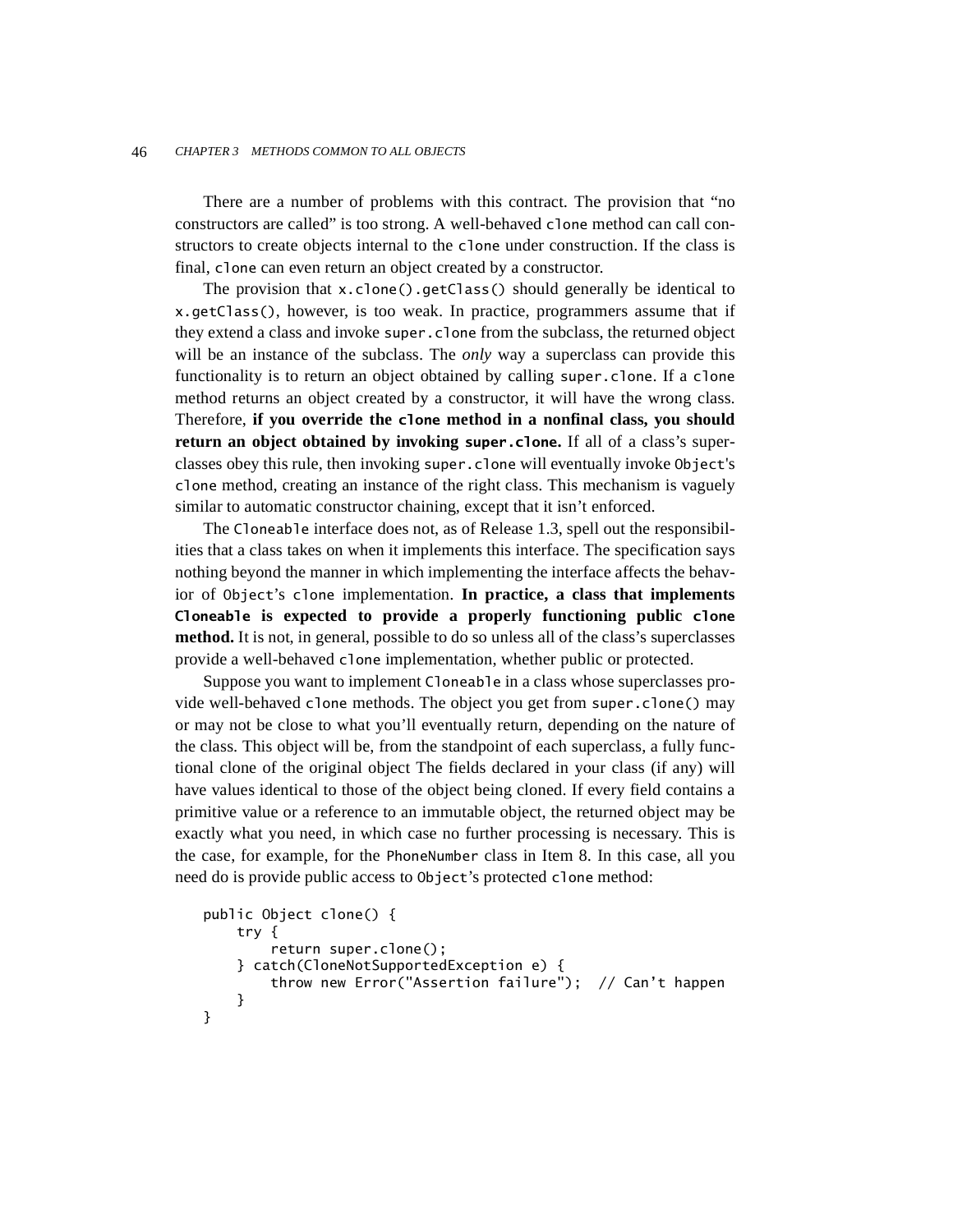There are a number of problems with this contract. The provision that "no constructors are called" is too strong. A well-behaved `clone` method can call constructors to create objects internal to the `clone` under construction. If the class is final, `clone` can even return an object created by a constructor.

The provision that `x.clone().getClass()` should generally be identical to `x.getClass()`, however, is too weak. In practice, programmers assume that if they extend a class and invoke `super.clone` from the subclass, the returned object will be an instance of the subclass. The *only* way a superclass can provide this functionality is to return an object obtained by calling `super.clone`. If a `clone` method returns an object created by a constructor, it will have the wrong class. Therefore, **if you override the `clone` method in a nonfinal class, you should return an object obtained by invoking `super.clone`.** If all of a class's superclasses obey this rule, then invoking `super.clone` will eventually invoke `Object`'s `clone` method, creating an instance of the right class. This mechanism is vaguely similar to automatic constructor chaining, except that it isn't enforced.

The `Cloneable` interface does not, as of Release 1.3, spell out the responsibilities that a class takes on when it implements this interface. The specification says nothing beyond the manner in which implementing the interface affects the behavior of `Object`'s `clone` implementation. **In practice, a class that implements `Cloneable` is expected to provide a properly functioning public `clone` method.** It is not, in general, possible to do so unless all of the class's superclasses provide a well-behaved `clone` implementation, whether public or protected.

Suppose you want to implement `Cloneable` in a class whose superclasses provide well-behaved `clone` methods. The object you get from `super.clone()` may or may not be close to what you'll eventually return, depending on the nature of the class. This object will be, from the standpoint of each superclass, a fully functional clone of the original object The fields declared in your class (if any) will have values identical to those of the object being cloned. If every field contains a primitive value or a reference to an immutable object, the returned object may be exactly what you need, in which case no further processing is necessary. This is the case, for example, for the `PhoneNumber` class in Item 8. In this case, all you need do is provide public access to `Object`'s protected `clone` method:

```
public Object clone() {
    try {
        return super.clone();
    } catch(CloneNotSupportedException e) {
        throw new Error("Assertion failure");  // Can't happen
    }
}
```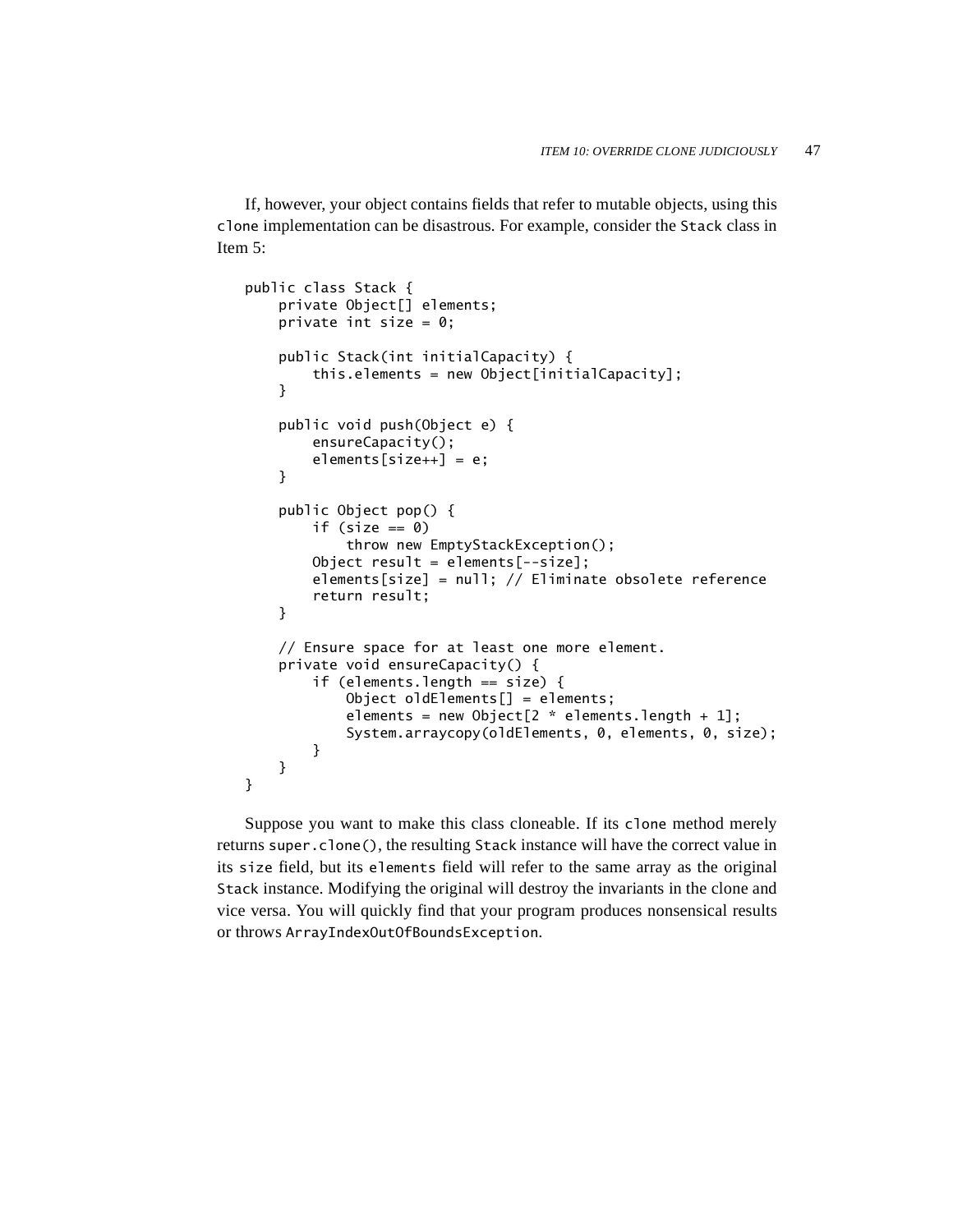If, however, your object contains fields that refer to mutable objects, using this `clone` implementation can be disastrous. For example, consider the `Stack` class in Item 5:

```
public class Stack {
    private Object[] elements;
    private int size = 0;

    public Stack(int initialCapacity) {
        this.elements = new Object[initialCapacity];
    }

    public void push(Object e) {
        ensureCapacity();
        elements[size++] = e;
    }

    public Object pop() {
        if (size == 0)
            throw new EmptyStackException();
        Object result = elements[--size];
        elements[size] = null; // Eliminate obsolete reference
        return result;
    }

    // Ensure space for at least one more element.
    private void ensureCapacity() {
        if (elements.length == size) {
            Object oldElements[] = elements;
            elements = new Object[2 * elements.length + 1];
            System.arraycopy(oldElements, 0, elements, 0, size);
        }
    }
}
```

Suppose you want to make this class cloneable. If its `clone` method merely returns `super.clone()`, the resulting `Stack` instance will have the correct value in its `size` field, but its `elements` field will refer to the same array as the original `Stack` instance. Modifying the original will destroy the invariants in the clone and vice versa. You will quickly find that your program produces nonsensical results or throws `ArrayIndexOutOfBoundsException`.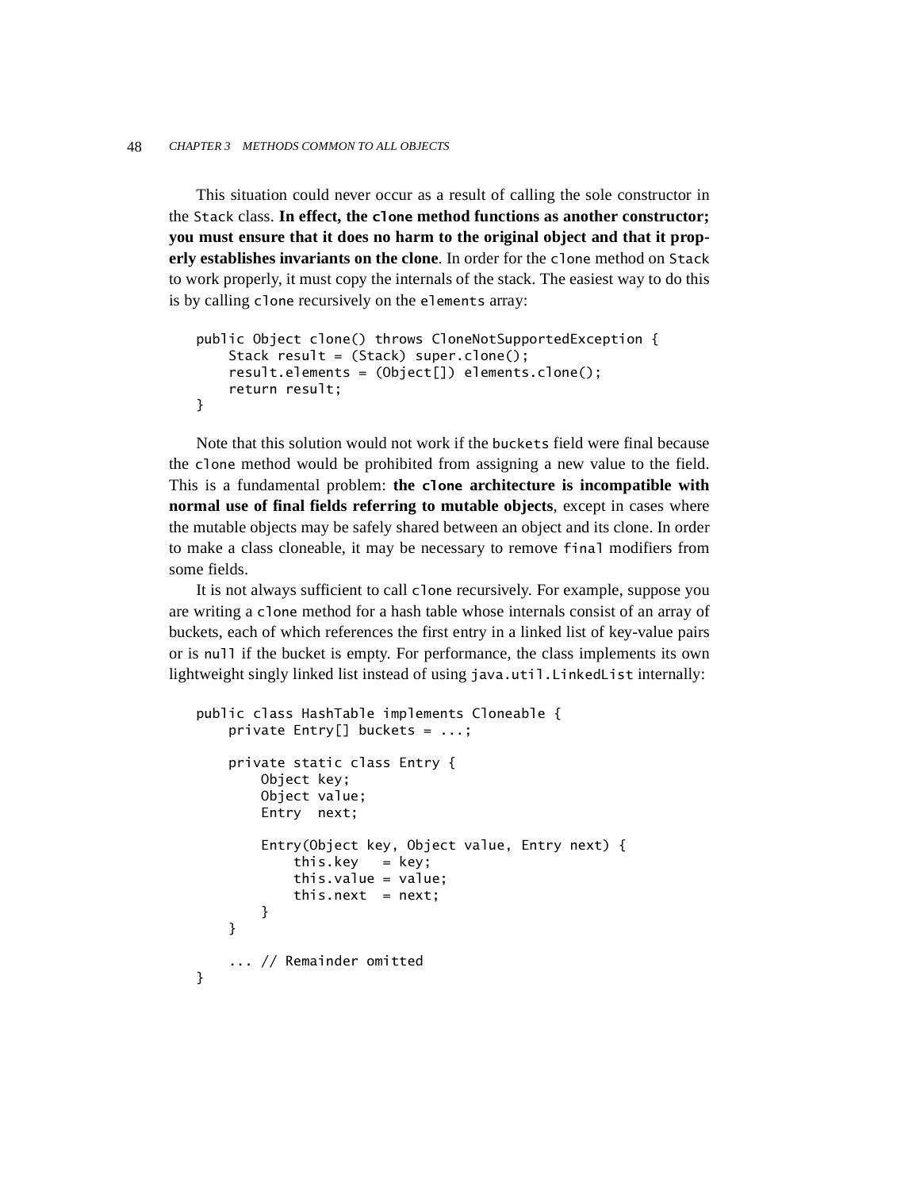This situation could never occur as a result of calling the sole constructor in the `Stack` class. **In effect, the `clone` method functions as another constructor; you must ensure that it does no harm to the original object and that it properly establishes invariants on the clone**. In order for the `clone` method on `Stack` to work properly, it must copy the internals of the stack. The easiest way to do this is by calling `clone` recursively on the `elements` array:

```
public Object clone() throws CloneNotSupportedException {
    Stack result = (Stack) super.clone();
    result.elements = (Object[]) elements.clone();
    return result;
}
```

Note that this solution would not work if the `buckets` field were final because the `clone` method would be prohibited from assigning a new value to the field. This is a fundamental problem: **the `clone` architecture is incompatible with normal use of final fields referring to mutable objects**, except in cases where the mutable objects may be safely shared between an object and its clone. In order to make a class cloneable, it may be necessary to remove `final` modifiers from some fields.

It is not always sufficient to call `clone` recursively. For example, suppose you are writing a `clone` method for a hash table whose internals consist of an array of buckets, each of which references the first entry in a linked list of key-value pairs or is `null` if the bucket is empty. For performance, the class implements its own lightweight singly linked list instead of using `java.util.LinkedList` internally:

```
public class HashTable implements Cloneable {
    private Entry[] buckets = ...;

    private static class Entry {
        Object key;
        Object value;
        Entry  next;

        Entry(Object key, Object value, Entry next) {
            this.key   = key;
            this.value = value;
            this.next  = next;
        }
    }

    ... // Remainder omitted
}
```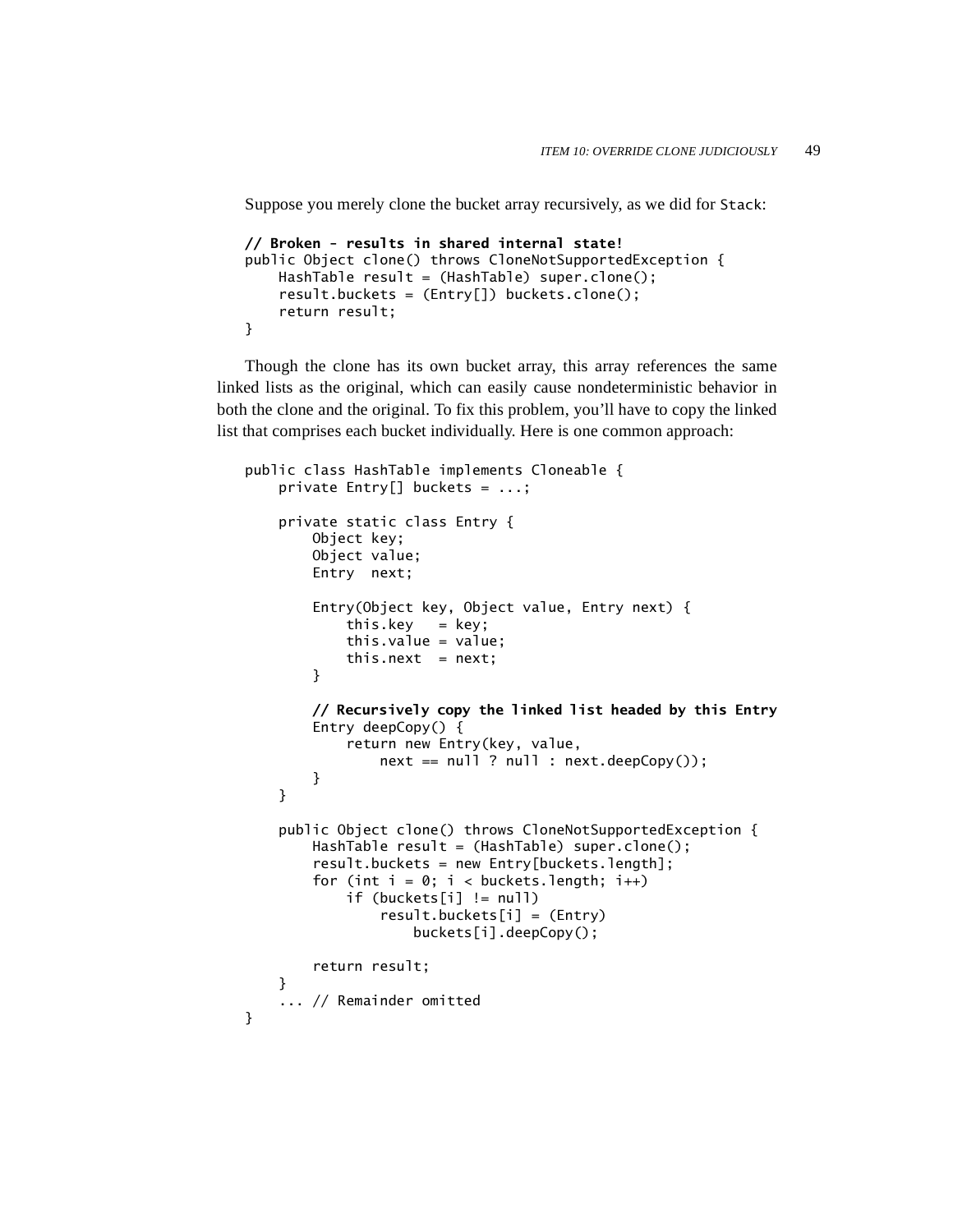Suppose you merely clone the bucket array recursively, as we did for `Stack`:

```
// Broken - results in shared internal state!
public Object clone() throws CloneNotSupportedException {
    HashTable result = (HashTable) super.clone();
    result.buckets = (Entry[]) buckets.clone();
    return result;
}
```

Though the clone has its own bucket array, this array references the same linked lists as the original, which can easily cause nondeterministic behavior in both the clone and the original. To fix this problem, you'll have to copy the linked list that comprises each bucket individually. Here is one common approach:

```
public class HashTable implements Cloneable {
    private Entry[] buckets = ...;

    private static class Entry {
        Object key;
        Object value;
        Entry  next;

        Entry(Object key, Object value, Entry next) {
            this.key   = key;
            this.value = value;
            this.next  = next;
        }

        // Recursively copy the linked list headed by this Entry
        Entry deepCopy() {
            return new Entry(key, value,
                next == null ? null : next.deepCopy());
        }
    }

    public Object clone() throws CloneNotSupportedException {
        HashTable result = (HashTable) super.clone();
        result.buckets = new Entry[buckets.length];
        for (int i = 0; i < buckets.length; i++)
            if (buckets[i] != null)
                result.buckets[i] = (Entry)
                    buckets[i].deepCopy();

        return result;
    }
    ... // Remainder omitted
}
```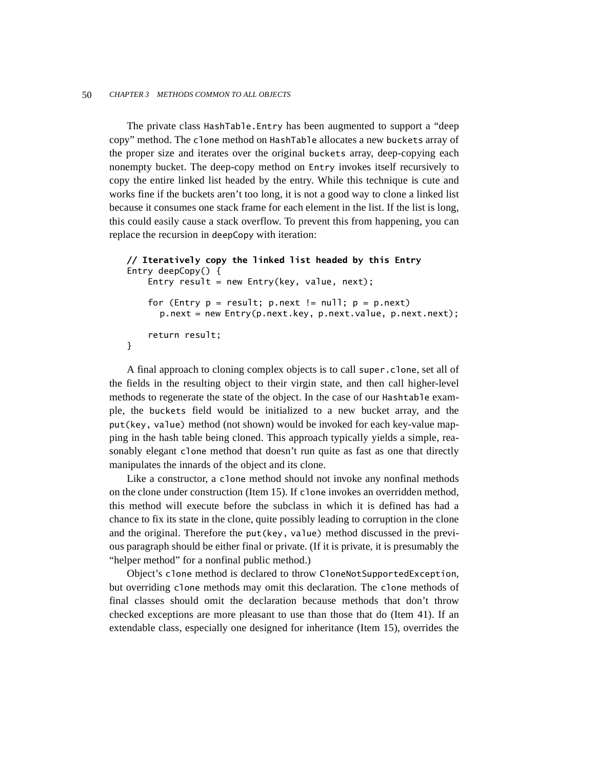The private class HashTable.Entry has been augmented to support a "deep copy" method. The clone method on HashTable allocates a new buckets array of the proper size and iterates over the original buckets array, deep-copying each nonempty bucket. The deep-copy method on Entry invokes itself recursively to copy the entire linked list headed by the entry. While this technique is cute and works fine if the buckets aren't too long, it is not a good way to clone a linked list because it consumes one stack frame for each element in the list. If the list is long, this could easily cause a stack overflow. To prevent this from happening, you can replace the recursion in deepCopy with iteration:

```
// Iteratively copy the linked list headed by this Entry
Entry deepCopy() {
    Entry result = new Entry(key, value, next);

    for (Entry p = result; p.next != null; p = p.next)
      p.next = new Entry(p.next.key, p.next.value, p.next.next);

    return result;
}
```

A final approach to cloning complex objects is to call super.clone, set all of the fields in the resulting object to their virgin state, and then call higher-level methods to regenerate the state of the object. In the case of our Hashtable example, the buckets field would be initialized to a new bucket array, and the put(key, value) method (not shown) would be invoked for each key-value mapping in the hash table being cloned. This approach typically yields a simple, reasonably elegant clone method that doesn't run quite as fast as one that directly manipulates the innards of the object and its clone.

Like a constructor, a clone method should not invoke any nonfinal methods on the clone under construction (Item 15). If clone invokes an overridden method, this method will execute before the subclass in which it is defined has had a chance to fix its state in the clone, quite possibly leading to corruption in the clone and the original. Therefore the put(key, value) method discussed in the previous paragraph should be either final or private. (If it is private, it is presumably the "helper method" for a nonfinal public method.)

Object's clone method is declared to throw CloneNotSupportedException, but overriding clone methods may omit this declaration. The clone methods of final classes should omit the declaration because methods that don't throw checked exceptions are more pleasant to use than those that do (Item 41). If an extendable class, especially one designed for inheritance (Item 15), overrides the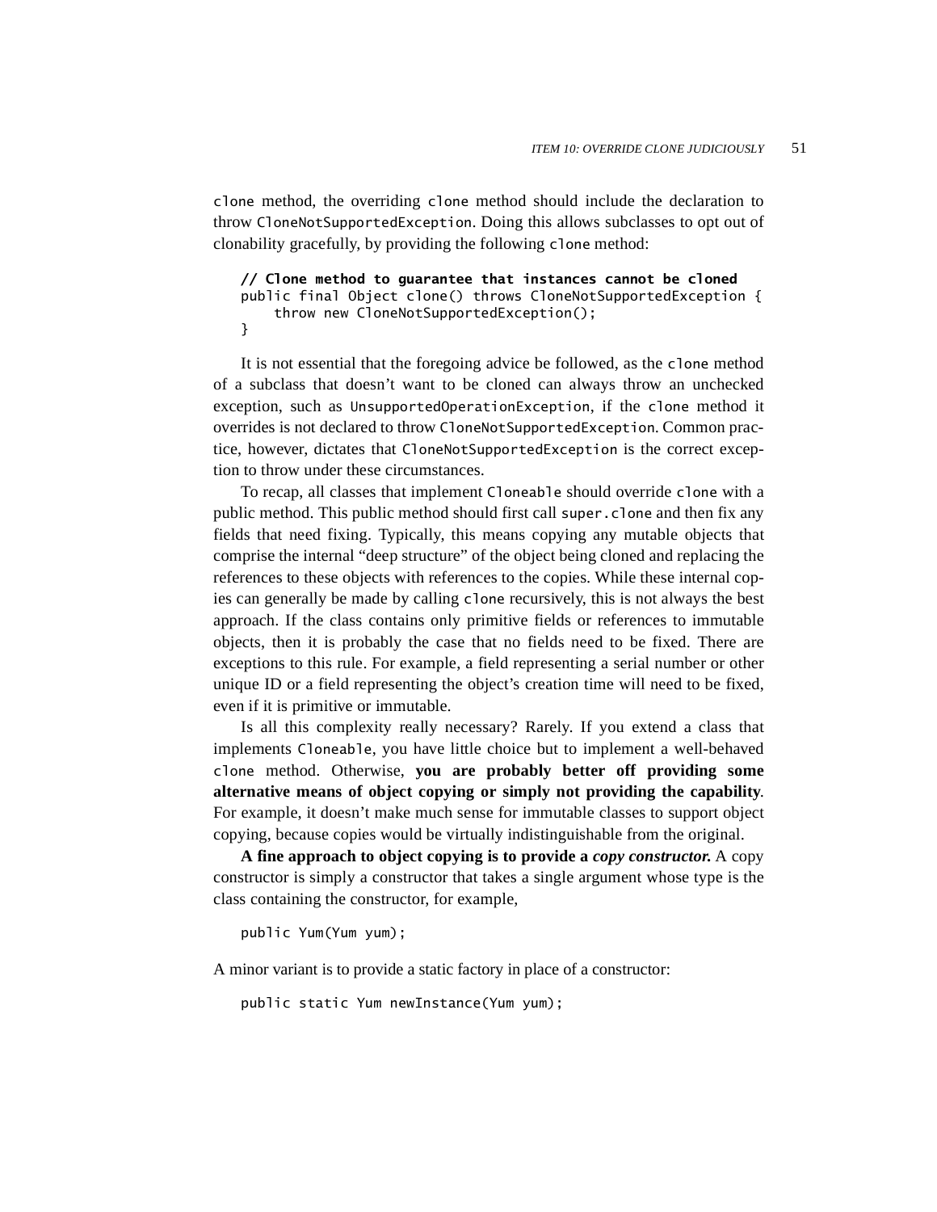clone method, the overriding clone method should include the declaration to throw CloneNotSupportedException. Doing this allows subclasses to opt out of clonability gracefully, by providing the following clone method:

```
// Clone method to guarantee that instances cannot be cloned
public final Object clone() throws CloneNotSupportedException {
    throw new CloneNotSupportedException();
}
```

It is not essential that the foregoing advice be followed, as the clone method of a subclass that doesn't want to be cloned can always throw an unchecked exception, such as UnsupportedOperationException, if the clone method it overrides is not declared to throw CloneNotSupportedException. Common practice, however, dictates that CloneNotSupportedException is the correct exception to throw under these circumstances.

To recap, all classes that implement Cloneable should override clone with a public method. This public method should first call super.clone and then fix any fields that need fixing. Typically, this means copying any mutable objects that comprise the internal "deep structure" of the object being cloned and replacing the references to these objects with references to the copies. While these internal copies can generally be made by calling clone recursively, this is not always the best approach. If the class contains only primitive fields or references to immutable objects, then it is probably the case that no fields need to be fixed. There are exceptions to this rule. For example, a field representing a serial number or other unique ID or a field representing the object's creation time will need to be fixed, even if it is primitive or immutable.

Is all this complexity really necessary? Rarely. If you extend a class that implements Cloneable, you have little choice but to implement a well-behaved clone method. Otherwise, **you are probably better off providing some alternative means of object copying or simply not providing the capability**. For example, it doesn't make much sense for immutable classes to support object copying, because copies would be virtually indistinguishable from the original.

**A fine approach to object copying is to provide a *copy constructor.*** A copy constructor is simply a constructor that takes a single argument whose type is the class containing the constructor, for example,

```
public Yum(Yum yum);
```

A minor variant is to provide a static factory in place of a constructor:

```
public static Yum newInstance(Yum yum);
```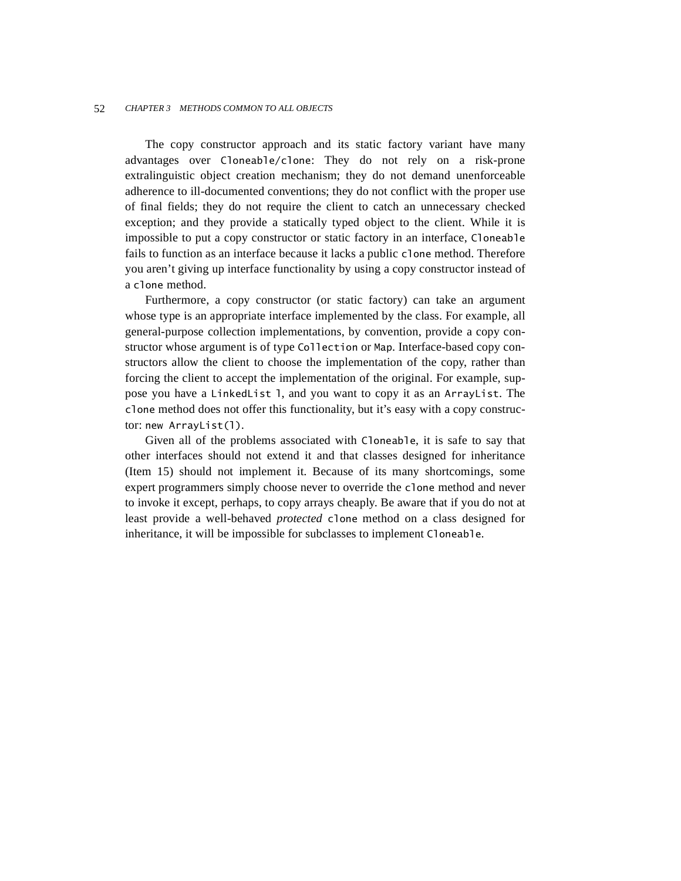The copy constructor approach and its static factory variant have many advantages over `Cloneable/clone`: They do not rely on a risk-prone extralinguistic object creation mechanism; they do not demand unenforceable adherence to ill-documented conventions; they do not conflict with the proper use of final fields; they do not require the client to catch an unnecessary checked exception; and they provide a statically typed object to the client. While it is impossible to put a copy constructor or static factory in an interface, `Cloneable` fails to function as an interface because it lacks a public `clone` method. Therefore you aren't giving up interface functionality by using a copy constructor instead of a `clone` method.

Furthermore, a copy constructor (or static factory) can take an argument whose type is an appropriate interface implemented by the class. For example, all general-purpose collection implementations, by convention, provide a copy constructor whose argument is of type `Collection` or `Map`. Interface-based copy constructors allow the client to choose the implementation of the copy, rather than forcing the client to accept the implementation of the original. For example, suppose you have a `LinkedList l`, and you want to copy it as an `ArrayList`. The `clone` method does not offer this functionality, but it's easy with a copy constructor: `new ArrayList(l)`.

Given all of the problems associated with `Cloneable`, it is safe to say that other interfaces should not extend it and that classes designed for inheritance (Item 15) should not implement it. Because of its many shortcomings, some expert programmers simply choose never to override the `clone` method and never to invoke it except, perhaps, to copy arrays cheaply. Be aware that if you do not at least provide a well-behaved *protected* `clone` method on a class designed for inheritance, it will be impossible for subclasses to implement `Cloneable`.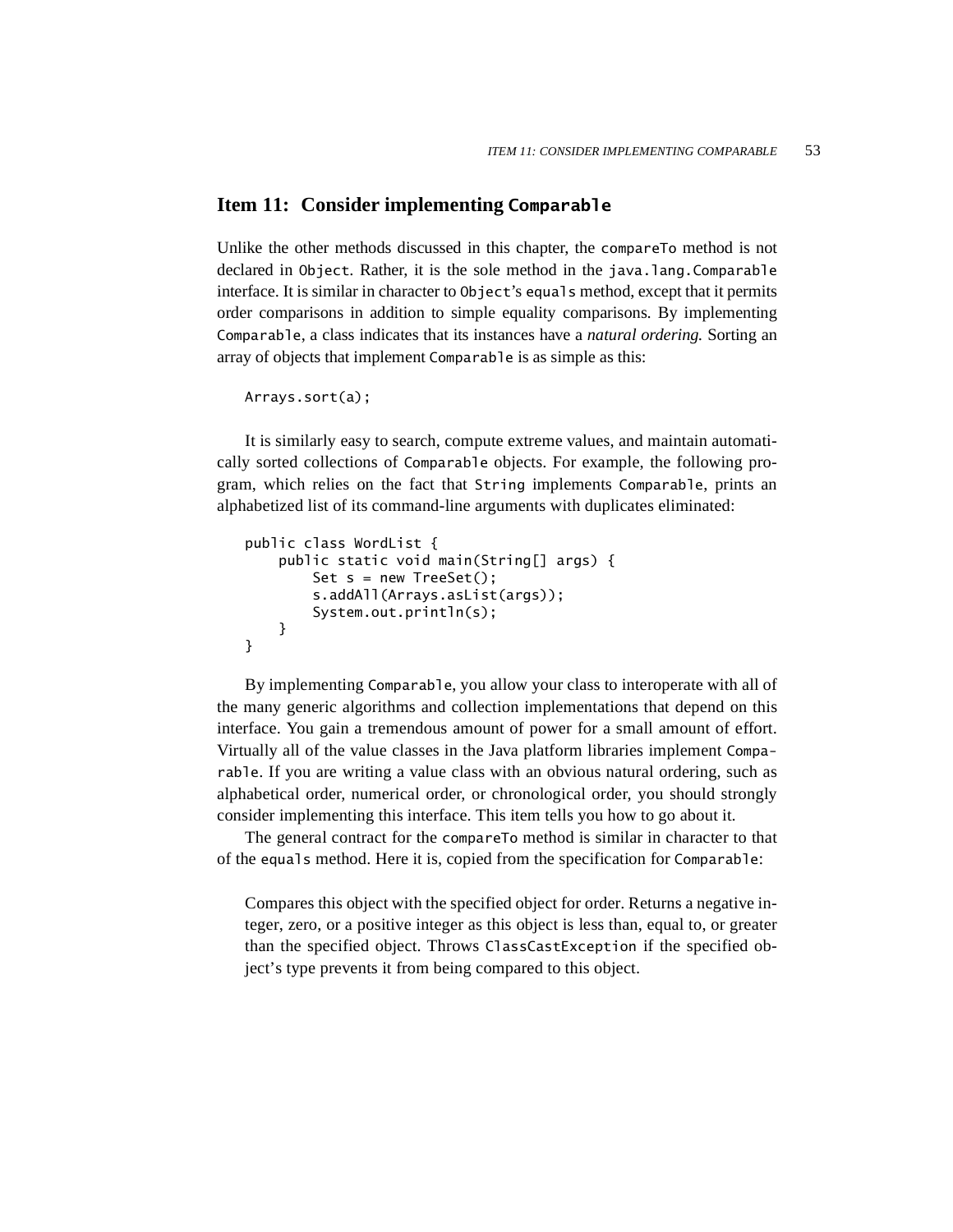## Item 11: Consider implementing `Comparable`

Unlike the other methods discussed in this chapter, the `compareTo` method is not declared in `Object`. Rather, it is the sole method in the `java.lang.Comparable` interface. It is similar in character to `Object`'s `equals` method, except that it permits order comparisons in addition to simple equality comparisons. By implementing `Comparable`, a class indicates that its instances have a *natural ordering.* Sorting an array of objects that implement `Comparable` is as simple as this:

```
Arrays.sort(a);
```

It is similarly easy to search, compute extreme values, and maintain automatically sorted collections of `Comparable` objects. For example, the following program, which relies on the fact that `String` implements `Comparable`, prints an alphabetized list of its command-line arguments with duplicates eliminated:

```
public class WordList {
    public static void main(String[] args) {
        Set s = new TreeSet();
        s.addAll(Arrays.asList(args));
        System.out.println(s);
    }
}
```

By implementing `Comparable`, you allow your class to interoperate with all of the many generic algorithms and collection implementations that depend on this interface. You gain a tremendous amount of power for a small amount of effort. Virtually all of the value classes in the Java platform libraries implement `Comparable`. If you are writing a value class with an obvious natural ordering, such as alphabetical order, numerical order, or chronological order, you should strongly consider implementing this interface. This item tells you how to go about it.

The general contract for the `compareTo` method is similar in character to that of the `equals` method. Here it is, copied from the specification for `Comparable`:

> Compares this object with the specified object for order. Returns a negative integer, zero, or a positive integer as this object is less than, equal to, or greater than the specified object. Throws `ClassCastException` if the specified object's type prevents it from being compared to this object.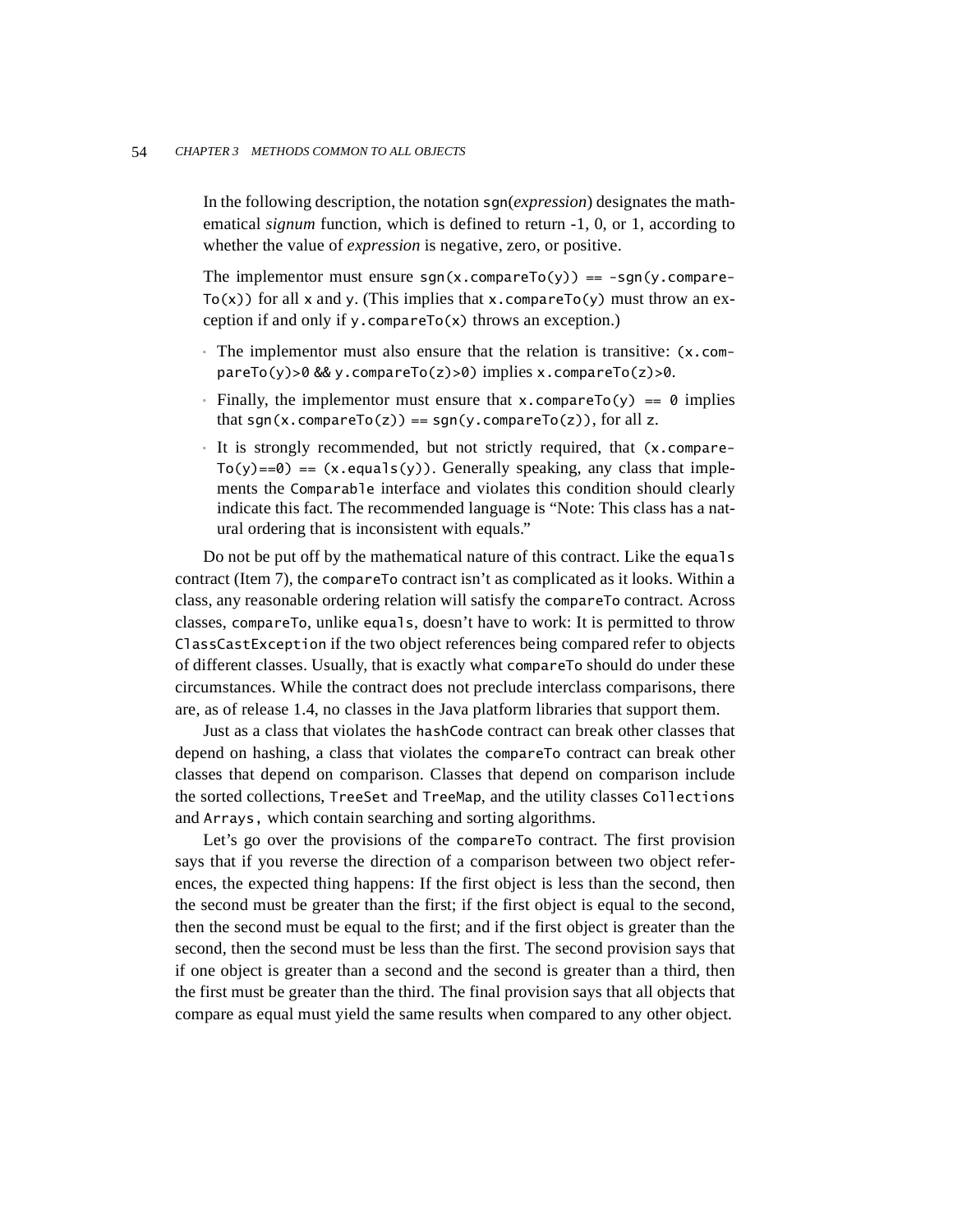In the following description, the notation `sgn`(*expression*) designates the mathematical *signum* function, which is defined to return -1, 0, or 1, according to whether the value of *expression* is negative, zero, or positive.

The implementor must ensure `sgn(x.compareTo(y)) == -sgn(y.compareTo(x))` for all `x` and `y`. (This implies that `x.compareTo(y)` must throw an exception if and only if `y.compareTo(x)` throws an exception.)

- The implementor must also ensure that the relation is transitive: `(x.compareTo(y)>0 && y.compareTo(z)>0)` implies `x.compareTo(z)>0`.
- Finally, the implementor must ensure that `x.compareTo(y) == 0` implies that `sgn(x.compareTo(z)) == sgn(y.compareTo(z))`, for all `z`.
- It is strongly recommended, but not strictly required, that `(x.compareTo(y)==0) == (x.equals(y))`. Generally speaking, any class that implements the `Comparable` interface and violates this condition should clearly indicate this fact. The recommended language is "Note: This class has a natural ordering that is inconsistent with equals."

Do not be put off by the mathematical nature of this contract. Like the `equals` contract (Item 7), the `compareTo` contract isn't as complicated as it looks. Within a class, any reasonable ordering relation will satisfy the `compareTo` contract. Across classes, `compareTo`, unlike `equals`, doesn't have to work: It is permitted to throw `ClassCastException` if the two object references being compared refer to objects of different classes. Usually, that is exactly what `compareTo` should do under these circumstances. While the contract does not preclude interclass comparisons, there are, as of release 1.4, no classes in the Java platform libraries that support them.

Just as a class that violates the `hashCode` contract can break other classes that depend on hashing, a class that violates the `compareTo` contract can break other classes that depend on comparison. Classes that depend on comparison include the sorted collections, `TreeSet` and `TreeMap`, and the utility classes `Collections` and `Arrays`, which contain searching and sorting algorithms.

Let's go over the provisions of the `compareTo` contract. The first provision says that if you reverse the direction of a comparison between two object references, the expected thing happens: If the first object is less than the second, then the second must be greater than the first; if the first object is equal to the second, then the second must be equal to the first; and if the first object is greater than the second, then the second must be less than the first. The second provision says that if one object is greater than a second and the second is greater than a third, then the first must be greater than the third. The final provision says that all objects that compare as equal must yield the same results when compared to any other object.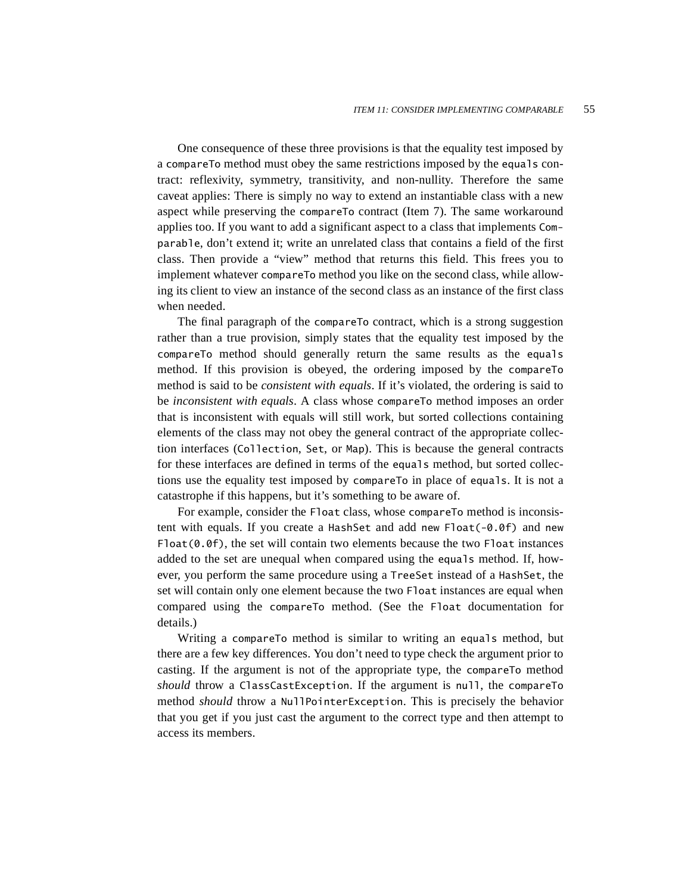One consequence of these three provisions is that the equality test imposed by a `compareTo` method must obey the same restrictions imposed by the `equals` contract: reflexivity, symmetry, transitivity, and non-nullity. Therefore the same caveat applies: There is simply no way to extend an instantiable class with a new aspect while preserving the `compareTo` contract (Item 7). The same workaround applies too. If you want to add a significant aspect to a class that implements `Comparable`, don't extend it; write an unrelated class that contains a field of the first class. Then provide a "view" method that returns this field. This frees you to implement whatever `compareTo` method you like on the second class, while allowing its client to view an instance of the second class as an instance of the first class when needed.

The final paragraph of the `compareTo` contract, which is a strong suggestion rather than a true provision, simply states that the equality test imposed by the `compareTo` method should generally return the same results as the `equals` method. If this provision is obeyed, the ordering imposed by the `compareTo` method is said to be *consistent with equals*. If it's violated, the ordering is said to be *inconsistent with equals*. A class whose `compareTo` method imposes an order that is inconsistent with equals will still work, but sorted collections containing elements of the class may not obey the general contract of the appropriate collection interfaces (`Collection`, `Set`, or `Map`). This is because the general contracts for these interfaces are defined in terms of the `equals` method, but sorted collections use the equality test imposed by `compareTo` in place of `equals`. It is not a catastrophe if this happens, but it's something to be aware of.

For example, consider the `Float` class, whose `compareTo` method is inconsistent with equals. If you create a `HashSet` and add `new Float(-0.0f)` and `new Float(0.0f)`, the set will contain two elements because the two `Float` instances added to the set are unequal when compared using the `equals` method. If, however, you perform the same procedure using a `TreeSet` instead of a `HashSet`, the set will contain only one element because the two `Float` instances are equal when compared using the `compareTo` method. (See the `Float` documentation for details.)

Writing a `compareTo` method is similar to writing an `equals` method, but there are a few key differences. You don't need to type check the argument prior to casting. If the argument is not of the appropriate type, the `compareTo` method *should* throw a `ClassCastException`. If the argument is `null`, the `compareTo` method *should* throw a `NullPointerException`. This is precisely the behavior that you get if you just cast the argument to the correct type and then attempt to access its members.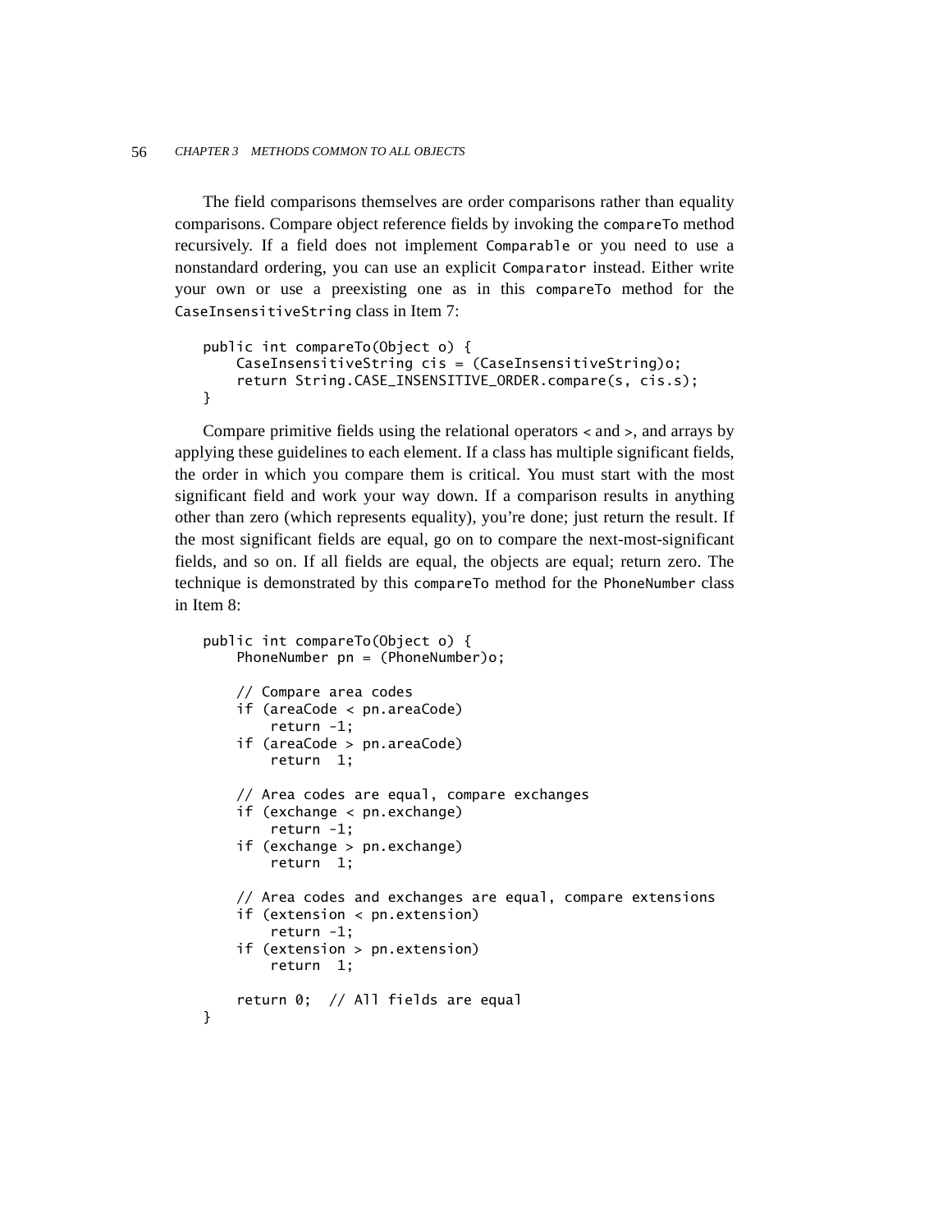The field comparisons themselves are order comparisons rather than equality comparisons. Compare object reference fields by invoking the `compareTo` method recursively. If a field does not implement `Comparable` or you need to use a nonstandard ordering, you can use an explicit `Comparator` instead. Either write your own or use a preexisting one as in this `compareTo` method for the `CaseInsensitiveString` class in Item 7:

```
public int compareTo(Object o) {
    CaseInsensitiveString cis = (CaseInsensitiveString)o;
    return String.CASE_INSENSITIVE_ORDER.compare(s, cis.s);
}
```

Compare primitive fields using the relational operators `<` and `>`, and arrays by applying these guidelines to each element. If a class has multiple significant fields, the order in which you compare them is critical. You must start with the most significant field and work your way down. If a comparison results in anything other than zero (which represents equality), you're done; just return the result. If the most significant fields are equal, go on to compare the next-most-significant fields, and so on. If all fields are equal, the objects are equal; return zero. The technique is demonstrated by this `compareTo` method for the `PhoneNumber` class in Item 8:

```
public int compareTo(Object o) {
    PhoneNumber pn = (PhoneNumber)o;

    // Compare area codes
    if (areaCode < pn.areaCode)
        return -1;
    if (areaCode > pn.areaCode)
        return  1;

    // Area codes are equal, compare exchanges
    if (exchange < pn.exchange)
        return -1;
    if (exchange > pn.exchange)
        return  1;

    // Area codes and exchanges are equal, compare extensions
    if (extension < pn.extension)
        return -1;
    if (extension > pn.extension)
        return  1;

    return 0;  // All fields are equal
}
```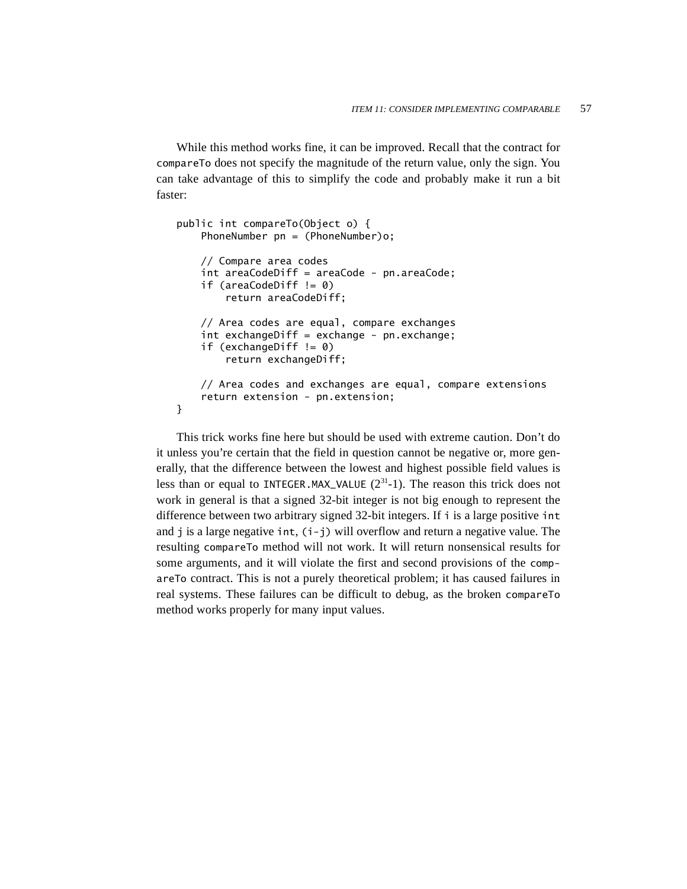While this method works fine, it can be improved. Recall that the contract for compareTo does not specify the magnitude of the return value, only the sign. You can take advantage of this to simplify the code and probably make it run a bit faster:

```
public int compareTo(Object o) {
    PhoneNumber pn = (PhoneNumber)o;

    // Compare area codes
    int areaCodeDiff = areaCode - pn.areaCode;
    if (areaCodeDiff != 0)
        return areaCodeDiff;

    // Area codes are equal, compare exchanges
    int exchangeDiff = exchange - pn.exchange;
    if (exchangeDiff != 0)
        return exchangeDiff;

    // Area codes and exchanges are equal, compare extensions
    return extension - pn.extension;
}
```

This trick works fine here but should be used with extreme caution. Don't do it unless you're certain that the field in question cannot be negative or, more generally, that the difference between the lowest and highest possible field values is less than or equal to INTEGER.MAX_VALUE ($2^{31}$-1). The reason this trick does not work in general is that a signed 32-bit integer is not big enough to represent the difference between two arbitrary signed 32-bit integers. If i is a large positive int and j is a large negative int, (i-j) will overflow and return a negative value. The resulting compareTo method will not work. It will return nonsensical results for some arguments, and it will violate the first and second provisions of the compareTo contract. This is not a purely theoretical problem; it has caused failures in real systems. These failures can be difficult to debug, as the broken compareTo method works properly for many input values.